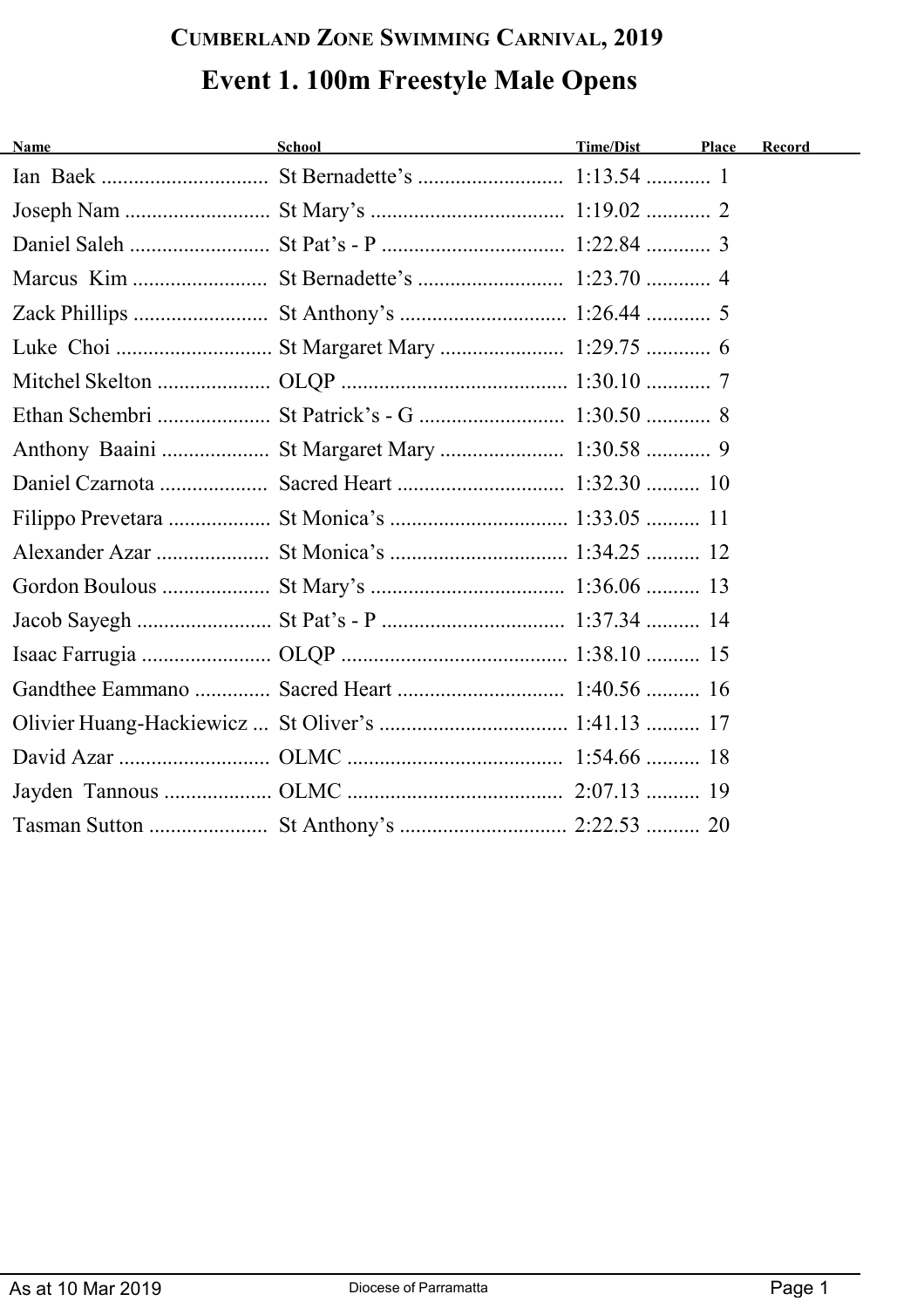## Cumberland Zone Swimming Carnival, 2019

# Event 1. 100m Freestyle Male Opens

| Name | School | Time/Dist | Place | Record |
|---|---|---|---|---|
| Ian Baek | St Bernadette's | 1:13.54 | 1 | |
| Joseph Nam | St Mary's | 1:19.02 | 2 | |
| Daniel Saleh | St Pat's - P | 1:22.84 | 3 | |
| Marcus Kim | St Bernadette's | 1:23.70 | 4 | |
| Zack Phillips | St Anthony's | 1:26.44 | 5 | |
| Luke Choi | St Margaret Mary | 1:29.75 | 6 | |
| Mitchel Skelton | OLQP | 1:30.10 | 7 | |
| Ethan Schembri | St Patrick's - G | 1:30.50 | 8 | |
| Anthony Baaini | St Margaret Mary | 1:30.58 | 9 | |
| Daniel Czarnota | Sacred Heart | 1:32.30 | 10 | |
| Filippo Prevetara | St Monica's | 1:33.05 | 11 | |
| Alexander Azar | St Monica's | 1:34.25 | 12 | |
| Gordon Boulous | St Mary's | 1:36.06 | 13 | |
| Jacob Sayegh | St Pat's - P | 1:37.34 | 14 | |
| Isaac Farrugia | OLQP | 1:38.10 | 15 | |
| Gandthee Eammano | Sacred Heart | 1:40.56 | 16 | |
| Olivier Huang-Hackiewicz | St Oliver's | 1:41.13 | 17 | |
| David Azar | OLMC | 1:54.66 | 18 | |
| Jayden Tannous | OLMC | 2:07.13 | 19 | |
| Tasman Sutton | St Anthony's | 2:22.53 | 20 | |

As at 10 Mar 2019 — Diocese of Parramatta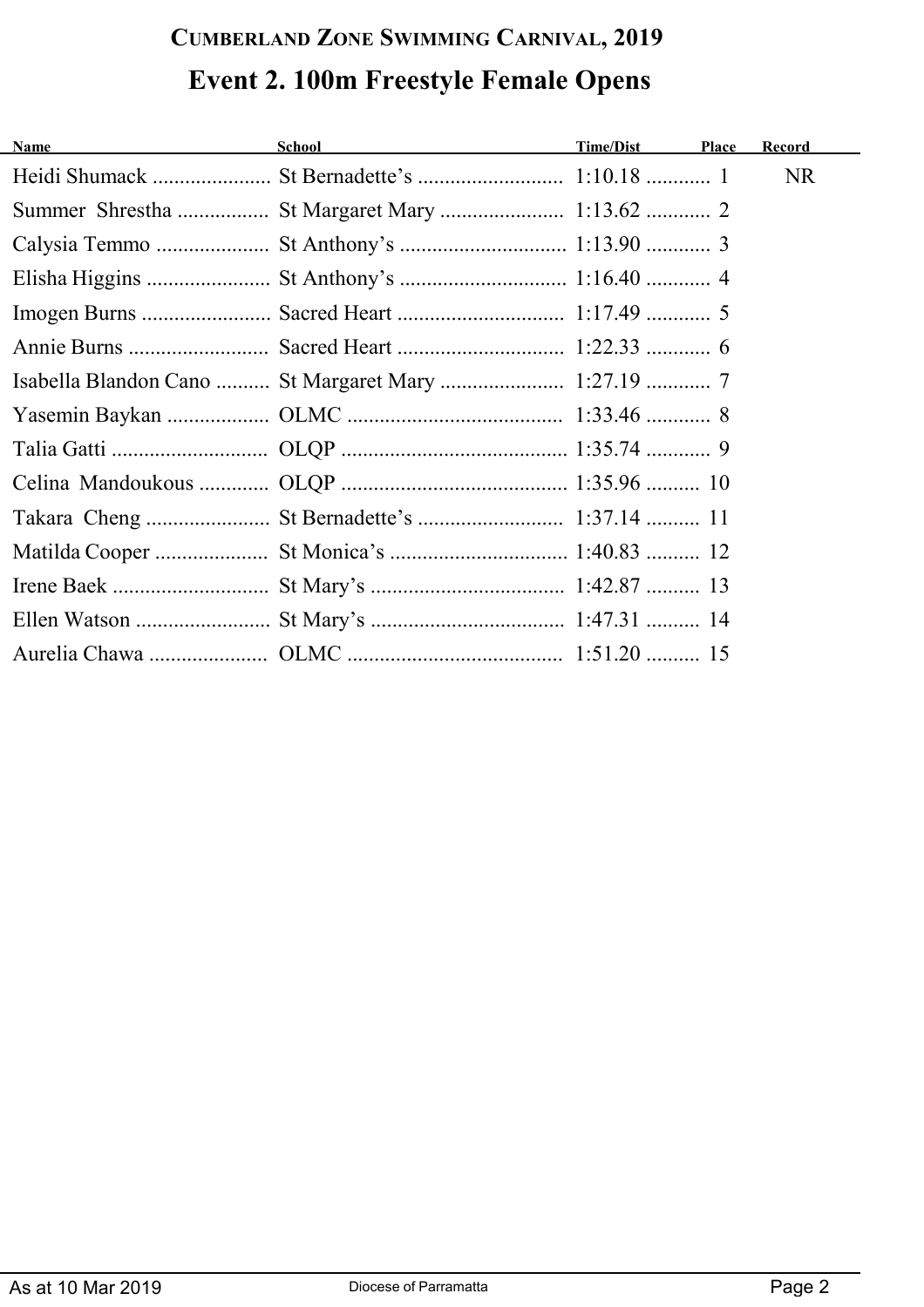## CUMBERLAND ZONE SWIMMING CARNIVAL, 2019

# Event 2. 100m Freestyle Female Opens

| Name | School | Time/Dist | Place | Record |
|---|---|---|---|---|
| Heidi Shumack | St Bernadette's | 1:10.18 | 1 | NR |
| Summer Shrestha | St Margaret Mary | 1:13.62 | 2 | |
| Calysia Temmo | St Anthony's | 1:13.90 | 3 | |
| Elisha Higgins | St Anthony's | 1:16.40 | 4 | |
| Imogen Burns | Sacred Heart | 1:17.49 | 5 | |
| Annie Burns | Sacred Heart | 1:22.33 | 6 | |
| Isabella Blandon Cano | St Margaret Mary | 1:27.19 | 7 | |
| Yasemin Baykan | OLMC | 1:33.46 | 8 | |
| Talia Gatti | OLQP | 1:35.74 | 9 | |
| Celina Mandoukous | OLQP | 1:35.96 | 10 | |
| Takara Cheng | St Bernadette's | 1:37.14 | 11 | |
| Matilda Cooper | St Monica's | 1:40.83 | 12 | |
| Irene Baek | St Mary's | 1:42.87 | 13 | |
| Ellen Watson | St Mary's | 1:47.31 | 14 | |
| Aurelia Chawa | OLMC | 1:51.20 | 15 | |

As at 10 Mar 2019 — Diocese of Parramatta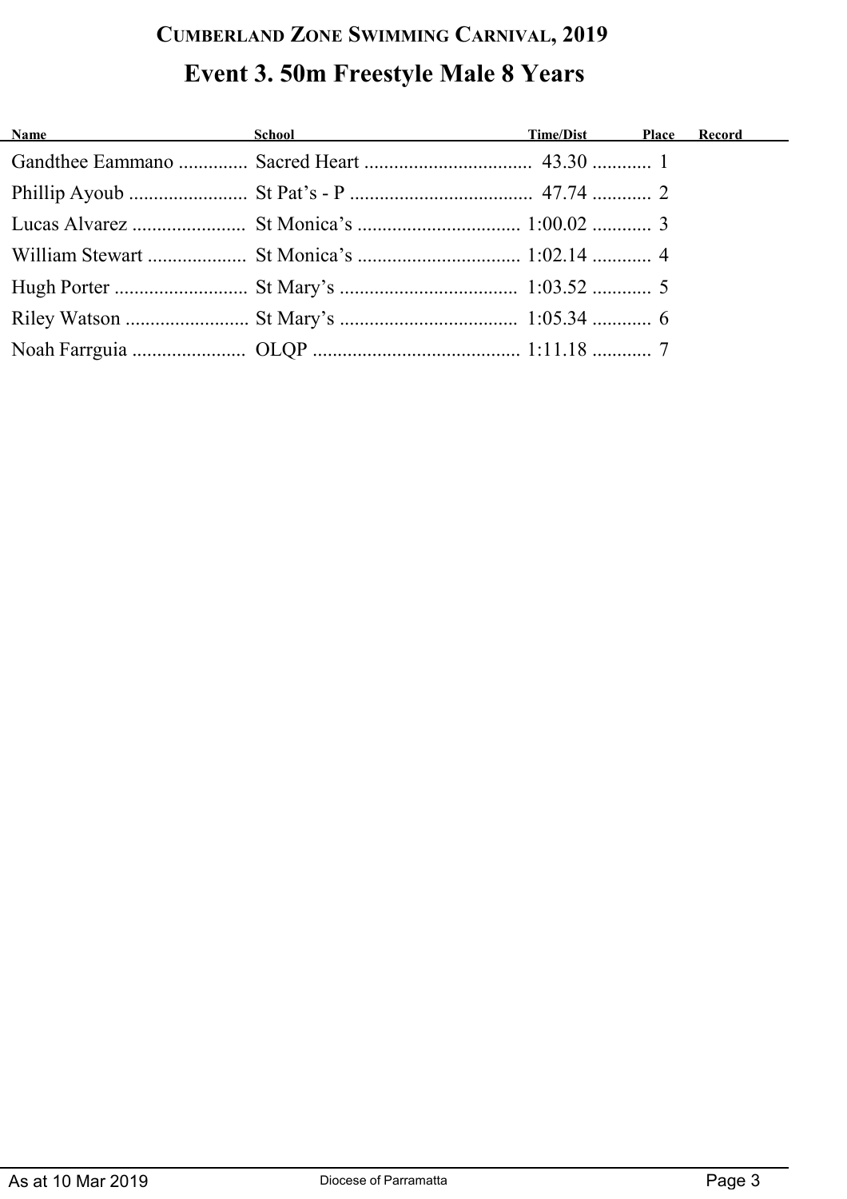## CUMBERLAND ZONE SWIMMING CARNIVAL, 2019

# Event 3. 50m Freestyle Male 8 Years

| Name | School | Time/Dist | Place | Record |
|---|---|---|---|---|
| Gandthee Eammano | Sacred Heart | 43.30 | 1 | |
| Phillip Ayoub | St Pat's - P | 47.74 | 2 | |
| Lucas Alvarez | St Monica's | 1:00.02 | 3 | |
| William Stewart | St Monica's | 1:02.14 | 4 | |
| Hugh Porter | St Mary's | 1:03.52 | 5 | |
| Riley Watson | St Mary's | 1:05.34 | 6 | |
| Noah Farrguia | OLQP | 1:11.18 | 7 | |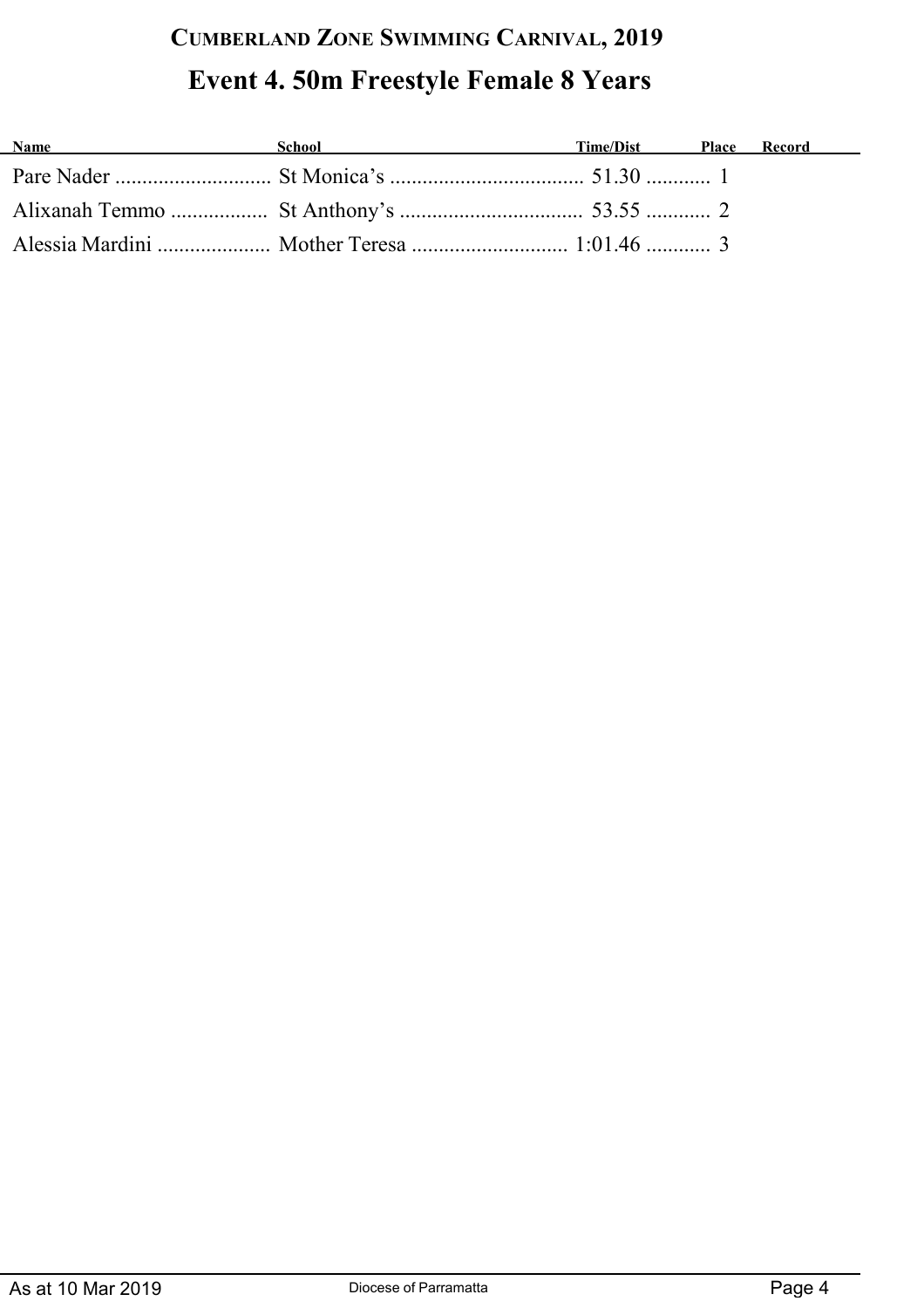## Cumberland Zone Swimming Carnival, 2019

# Event 4. 50m Freestyle Female 8 Years

| Name | School | Time/Dist | Place | Record |
|---|---|---|---|---|
| Pare Nader | St Monica's | 51.30 | 1 | |
| Alixanah Temmo | St Anthony's | 53.55 | 2 | |
| Alessia Mardini | Mother Teresa | 1:01.46 | 3 | |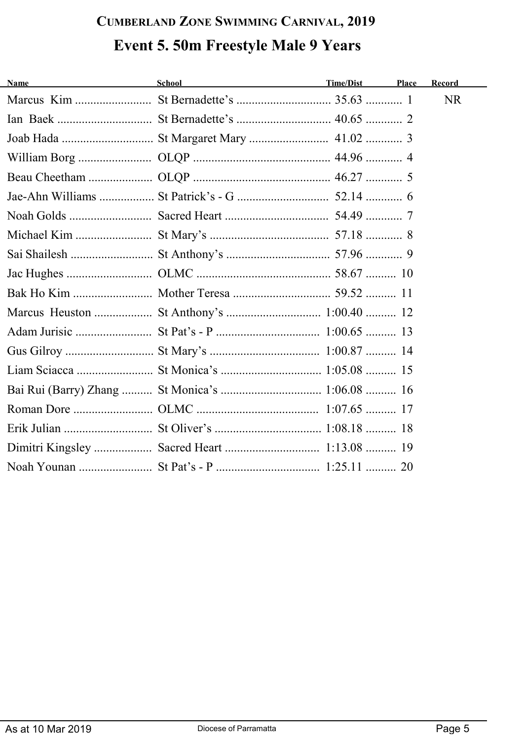# Cumberland Zone Swimming Carnival, 2019

## Event 5. 50m Freestyle Male 9 Years

| Name | School | Time/Dist | Place | Record |
|---|---|---|---|---|
| Marcus Kim | St Bernadette’s | 35.63 | 1 | NR |
| Ian Baek | St Bernadette’s | 40.65 | 2 | |
| Joab Hada | St Margaret Mary | 41.02 | 3 | |
| William Borg | OLQP | 44.96 | 4 | |
| Beau Cheetham | OLQP | 46.27 | 5 | |
| Jae-Ahn Williams | St Patrick’s - G | 52.14 | 6 | |
| Noah Golds | Sacred Heart | 54.49 | 7 | |
| Michael Kim | St Mary’s | 57.18 | 8 | |
| Sai Shailesh | St Anthony’s | 57.96 | 9 | |
| Jac Hughes | OLMC | 58.67 | 10 | |
| Bak Ho Kim | Mother Teresa | 59.52 | 11 | |
| Marcus Heuston | St Anthony’s | 1:00.40 | 12 | |
| Adam Jurisic | St Pat’s - P | 1:00.65 | 13 | |
| Gus Gilroy | St Mary’s | 1:00.87 | 14 | |
| Liam Sciacca | St Monica’s | 1:05.08 | 15 | |
| Bai Rui (Barry) Zhang | St Monica’s | 1:06.08 | 16 | |
| Roman Dore | OLMC | 1:07.65 | 17 | |
| Erik Julian | St Oliver’s | 1:08.18 | 18 | |
| Dimitri Kingsley | Sacred Heart | 1:13.08 | 19 | |
| Noah Younan | St Pat’s - P | 1:25.11 | 20 | |

As at 10 Mar 2019 — Diocese of Parramatta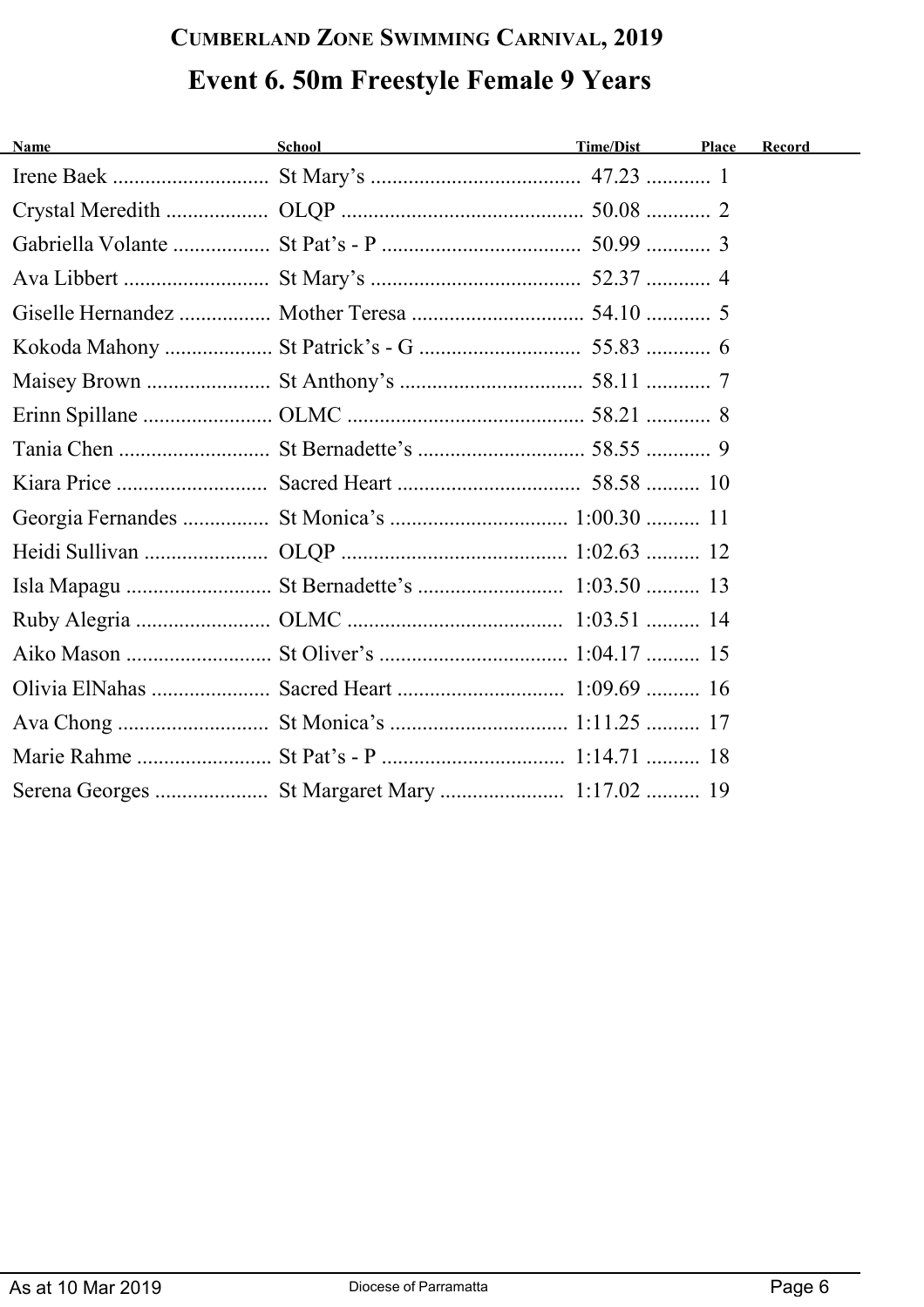## CUMBERLAND ZONE SWIMMING CARNIVAL, 2019

# Event 6. 50m Freestyle Female 9 Years

| Name | School | Time/Dist | Place | Record |
|---|---|---|---|---|
| Irene Baek | St Mary's | 47.23 | 1 | |
| Crystal Meredith | OLQP | 50.08 | 2 | |
| Gabriella Volante | St Pat's - P | 50.99 | 3 | |
| Ava Libbert | St Mary's | 52.37 | 4 | |
| Giselle Hernandez | Mother Teresa | 54.10 | 5 | |
| Kokoda Mahony | St Patrick's - G | 55.83 | 6 | |
| Maisey Brown | St Anthony's | 58.11 | 7 | |
| Erinn Spillane | OLMC | 58.21 | 8 | |
| Tania Chen | St Bernadette's | 58.55 | 9 | |
| Kiara Price | Sacred Heart | 58.58 | 10 | |
| Georgia Fernandes | St Monica's | 1:00.30 | 11 | |
| Heidi Sullivan | OLQP | 1:02.63 | 12 | |
| Isla Mapagu | St Bernadette's | 1:03.50 | 13 | |
| Ruby Alegria | OLMC | 1:03.51 | 14 | |
| Aiko Mason | St Oliver's | 1:04.17 | 15 | |
| Olivia ElNahas | Sacred Heart | 1:09.69 | 16 | |
| Ava Chong | St Monica's | 1:11.25 | 17 | |
| Marie Rahme | St Pat's - P | 1:14.71 | 18 | |
| Serena Georges | St Margaret Mary | 1:17.02 | 19 | |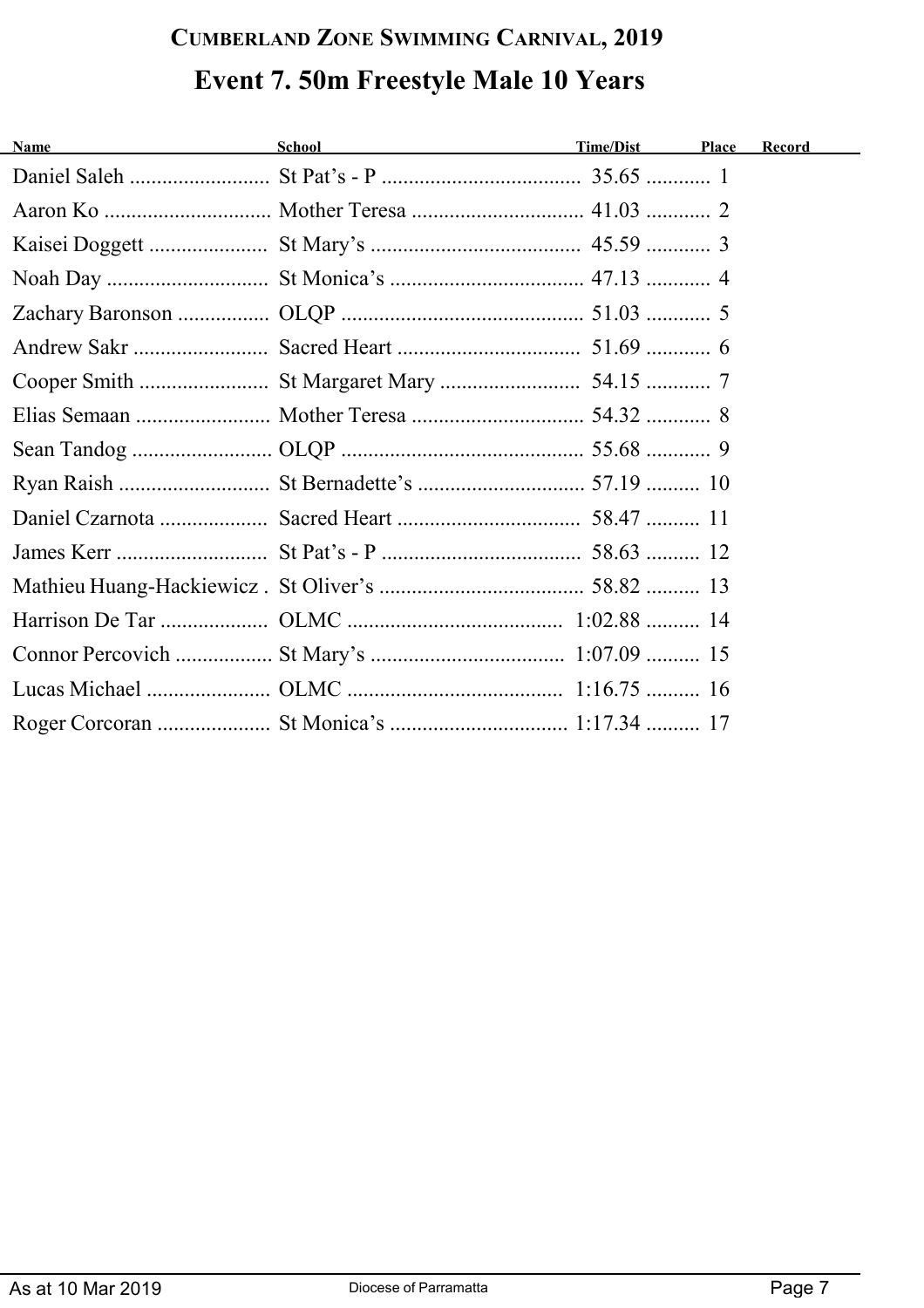# Cumberland Zone Swimming Carnival, 2019

## Event 7. 50m Freestyle Male 10 Years

| Name | School | Time/Dist | Place | Record |
|---|---|---|---|---|
| Daniel Saleh | St Pat's - P | 35.65 | 1 | |
| Aaron Ko | Mother Teresa | 41.03 | 2 | |
| Kaisei Doggett | St Mary's | 45.59 | 3 | |
| Noah Day | St Monica's | 47.13 | 4 | |
| Zachary Baronson | OLQP | 51.03 | 5 | |
| Andrew Sakr | Sacred Heart | 51.69 | 6 | |
| Cooper Smith | St Margaret Mary | 54.15 | 7 | |
| Elias Semaan | Mother Teresa | 54.32 | 8 | |
| Sean Tandog | OLQP | 55.68 | 9 | |
| Ryan Raish | St Bernadette's | 57.19 | 10 | |
| Daniel Czarnota | Sacred Heart | 58.47 | 11 | |
| James Kerr | St Pat's - P | 58.63 | 12 | |
| Mathieu Huang-Hackiewicz | St Oliver's | 58.82 | 13 | |
| Harrison De Tar | OLMC | 1:02.88 | 14 | |
| Connor Percovich | St Mary's | 1:07.09 | 15 | |
| Lucas Michael | OLMC | 1:16.75 | 16 | |
| Roger Corcoran | St Monica's | 1:17.34 | 17 | |

As at 10 Mar 2019 — Diocese of Parramatta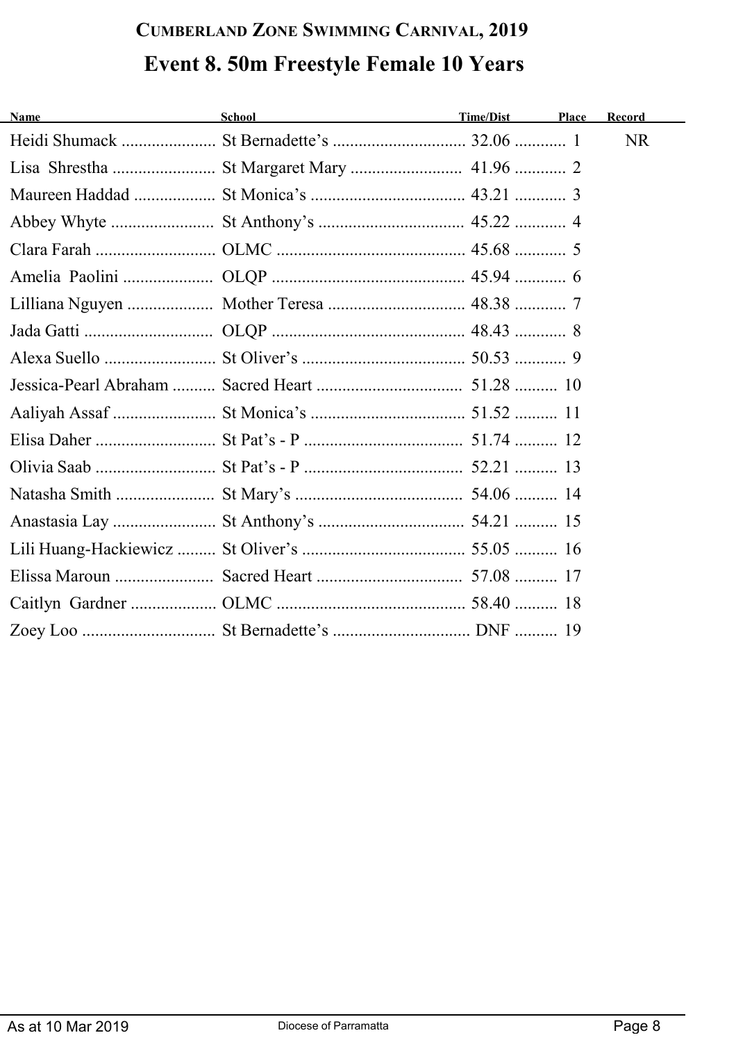# CUMBERLAND ZONE SWIMMING CARNIVAL, 2019

## Event 8. 50m Freestyle Female 10 Years

| Name | School | Time/Dist | Place | Record |
|---|---|---|---|---|
| Heidi Shumack | St Bernadette's | 32.06 | 1 | NR |
| Lisa Shrestha | St Margaret Mary | 41.96 | 2 | |
| Maureen Haddad | St Monica's | 43.21 | 3 | |
| Abbey Whyte | St Anthony's | 45.22 | 4 | |
| Clara Farah | OLMC | 45.68 | 5 | |
| Amelia Paolini | OLQP | 45.94 | 6 | |
| Lilliana Nguyen | Mother Teresa | 48.38 | 7 | |
| Jada Gatti | OLQP | 48.43 | 8 | |
| Alexa Suello | St Oliver's | 50.53 | 9 | |
| Jessica-Pearl Abraham | Sacred Heart | 51.28 | 10 | |
| Aaliyah Assaf | St Monica's | 51.52 | 11 | |
| Elisa Daher | St Pat's - P | 51.74 | 12 | |
| Olivia Saab | St Pat's - P | 52.21 | 13 | |
| Natasha Smith | St Mary's | 54.06 | 14 | |
| Anastasia Lay | St Anthony's | 54.21 | 15 | |
| Lili Huang-Hackiewicz | St Oliver's | 55.05 | 16 | |
| Elissa Maroun | Sacred Heart | 57.08 | 17 | |
| Caitlyn Gardner | OLMC | 58.40 | 18 | |
| Zoey Loo | St Bernadette's | DNF | 19 | |

As at 10 Mar 2019 — Diocese of Parramatta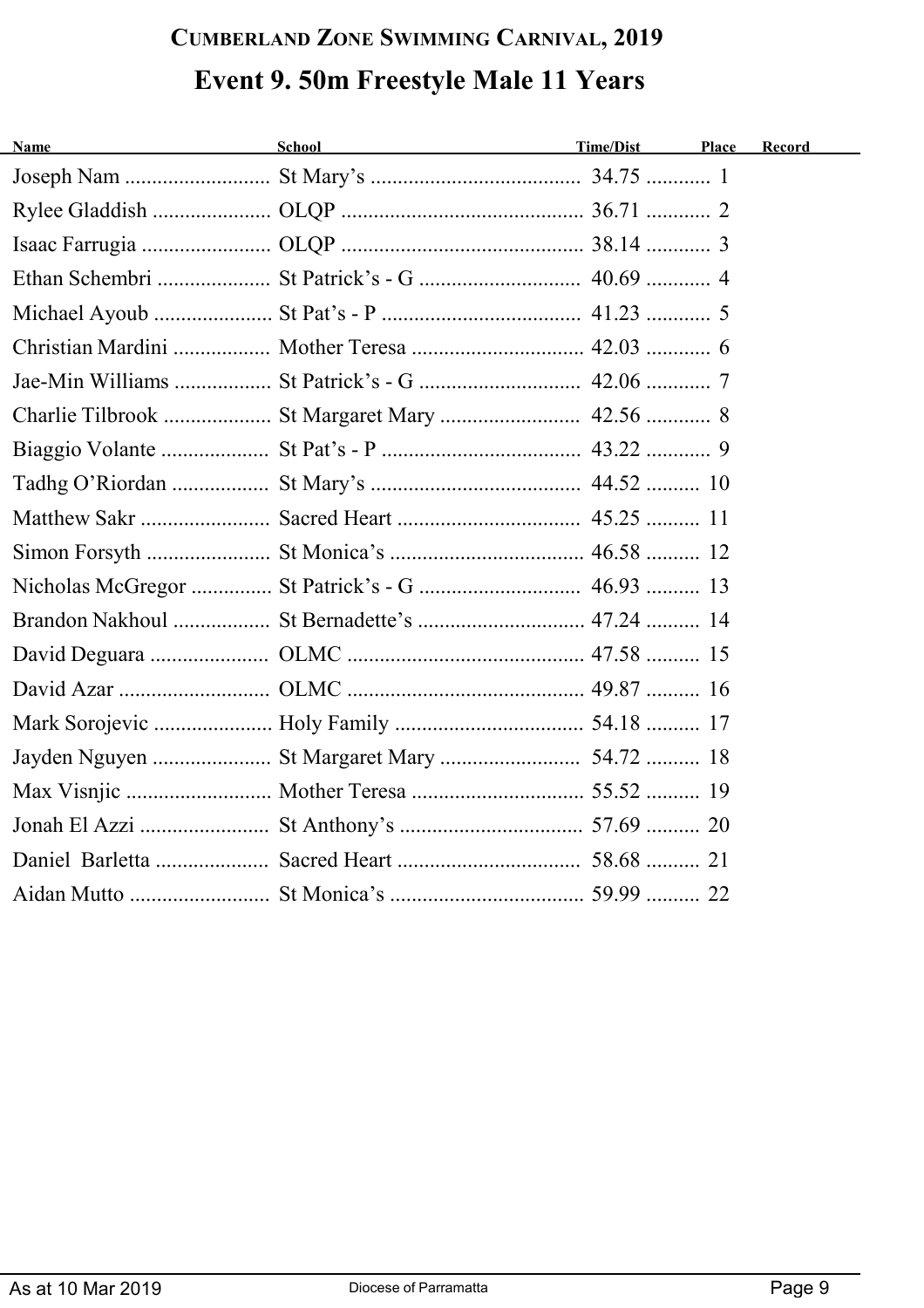# CUMBERLAND ZONE SWIMMING CARNIVAL, 2019

## Event 9. 50m Freestyle Male 11 Years

| Name | School | Time/Dist | Place | Record |
|---|---|---|---|---|
| Joseph Nam | St Mary’s | 34.75 | 1 | |
| Rylee Gladdish | OLQP | 36.71 | 2 | |
| Isaac Farrugia | OLQP | 38.14 | 3 | |
| Ethan Schembri | St Patrick’s - G | 40.69 | 4 | |
| Michael Ayoub | St Pat’s - P | 41.23 | 5 | |
| Christian Mardini | Mother Teresa | 42.03 | 6 | |
| Jae-Min Williams | St Patrick’s - G | 42.06 | 7 | |
| Charlie Tilbrook | St Margaret Mary | 42.56 | 8 | |
| Biaggio Volante | St Pat’s - P | 43.22 | 9 | |
| Tadhg O’Riordan | St Mary’s | 44.52 | 10 | |
| Matthew Sakr | Sacred Heart | 45.25 | 11 | |
| Simon Forsyth | St Monica’s | 46.58 | 12 | |
| Nicholas McGregor | St Patrick’s - G | 46.93 | 13 | |
| Brandon Nakhoul | St Bernadette’s | 47.24 | 14 | |
| David Deguara | OLMC | 47.58 | 15 | |
| David Azar | OLMC | 49.87 | 16 | |
| Mark Sorojevic | Holy Family | 54.18 | 17 | |
| Jayden Nguyen | St Margaret Mary | 54.72 | 18 | |
| Max Visnjic | Mother Teresa | 55.52 | 19 | |
| Jonah El Azzi | St Anthony’s | 57.69 | 20 | |
| Daniel Barletta | Sacred Heart | 58.68 | 21 | |
| Aidan Mutto | St Monica’s | 59.99 | 22 | |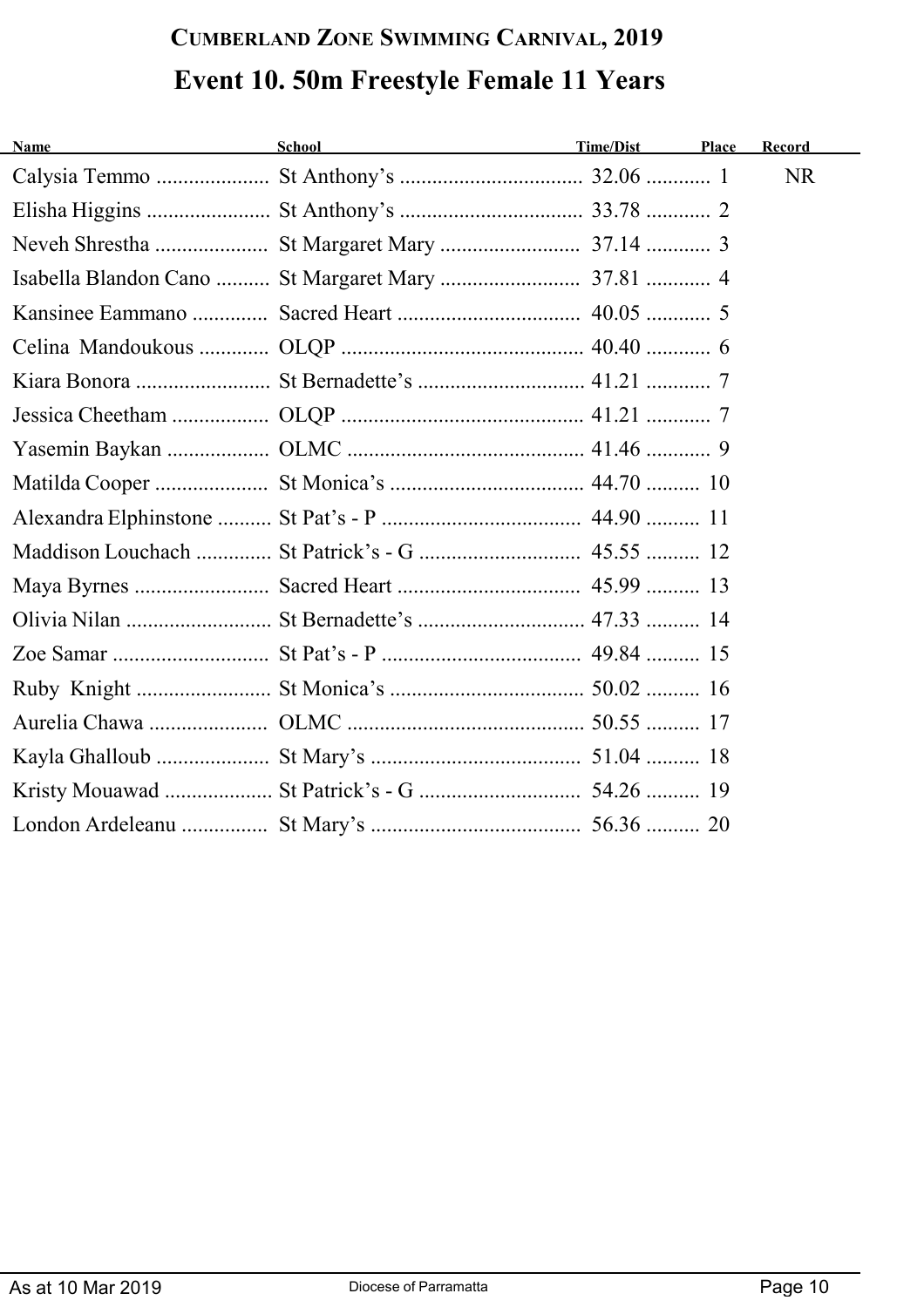# Cumberland Zone Swimming Carnival, 2019

## Event 10. 50m Freestyle Female 11 Years

| Name | School | Time/Dist | Place | Record |
|---|---|---|---|---|
| Calysia Temmo | St Anthony's | 32.06 | 1 | NR |
| Elisha Higgins | St Anthony's | 33.78 | 2 | |
| Neveh Shrestha | St Margaret Mary | 37.14 | 3 | |
| Isabella Blandon Cano | St Margaret Mary | 37.81 | 4 | |
| Kansinee Eammano | Sacred Heart | 40.05 | 5 | |
| Celina Mandoukous | OLQP | 40.40 | 6 | |
| Kiara Bonora | St Bernadette's | 41.21 | 7 | |
| Jessica Cheetham | OLQP | 41.21 | 7 | |
| Yasemin Baykan | OLMC | 41.46 | 9 | |
| Matilda Cooper | St Monica's | 44.70 | 10 | |
| Alexandra Elphinstone | St Pat's - P | 44.90 | 11 | |
| Maddison Louchach | St Patrick's - G | 45.55 | 12 | |
| Maya Byrnes | Sacred Heart | 45.99 | 13 | |
| Olivia Nilan | St Bernadette's | 47.33 | 14 | |
| Zoe Samar | St Pat's - P | 49.84 | 15 | |
| Ruby Knight | St Monica's | 50.02 | 16 | |
| Aurelia Chawa | OLMC | 50.55 | 17 | |
| Kayla Ghalloub | St Mary's | 51.04 | 18 | |
| Kristy Mouawad | St Patrick's - G | 54.26 | 19 | |
| London Ardeleanu | St Mary's | 56.36 | 20 | |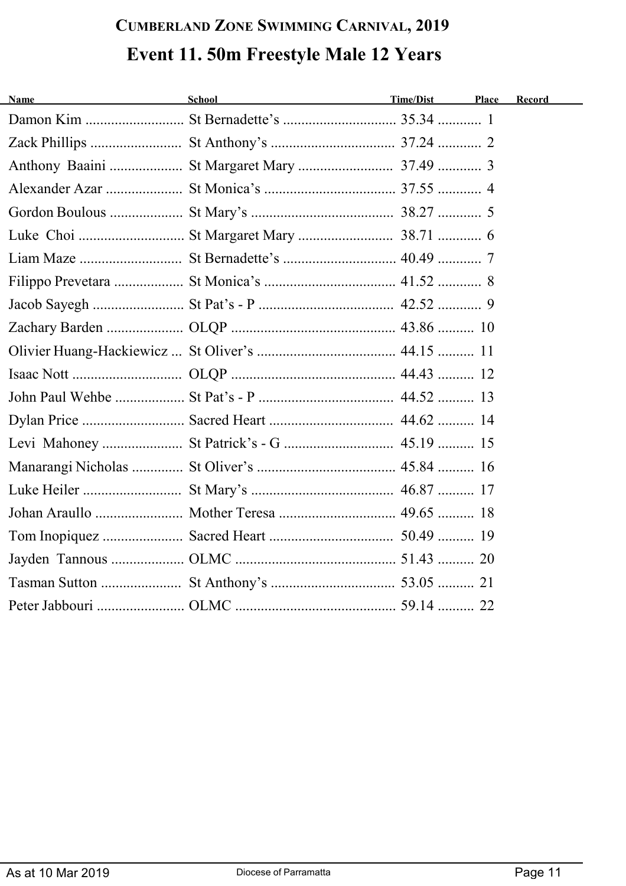# Cumberland Zone Swimming Carnival, 2019

## Event 11. 50m Freestyle Male 12 Years

| Name | School | Time/Dist | Place | Record |
|---|---|---|---|---|
| Damon Kim | St Bernadette's | 35.34 | 1 | |
| Zack Phillips | St Anthony's | 37.24 | 2 | |
| Anthony Baaini | St Margaret Mary | 37.49 | 3 | |
| Alexander Azar | St Monica's | 37.55 | 4 | |
| Gordon Boulous | St Mary's | 38.27 | 5 | |
| Luke Choi | St Margaret Mary | 38.71 | 6 | |
| Liam Maze | St Bernadette's | 40.49 | 7 | |
| Filippo Prevetara | St Monica's | 41.52 | 8 | |
| Jacob Sayegh | St Pat's - P | 42.52 | 9 | |
| Zachary Barden | OLQP | 43.86 | 10 | |
| Olivier Huang-Hackiewicz | St Oliver's | 44.15 | 11 | |
| Isaac Nott | OLQP | 44.43 | 12 | |
| John Paul Wehbe | St Pat's - P | 44.52 | 13 | |
| Dylan Price | Sacred Heart | 44.62 | 14 | |
| Levi Mahoney | St Patrick's - G | 45.19 | 15 | |
| Manarangi Nicholas | St Oliver's | 45.84 | 16 | |
| Luke Heiler | St Mary's | 46.87 | 17 | |
| Johan Araullo | Mother Teresa | 49.65 | 18 | |
| Tom Inopiquez | Sacred Heart | 50.49 | 19 | |
| Jayden Tannous | OLMC | 51.43 | 20 | |
| Tasman Sutton | St Anthony's | 53.05 | 21 | |
| Peter Jabbouri | OLMC | 59.14 | 22 | |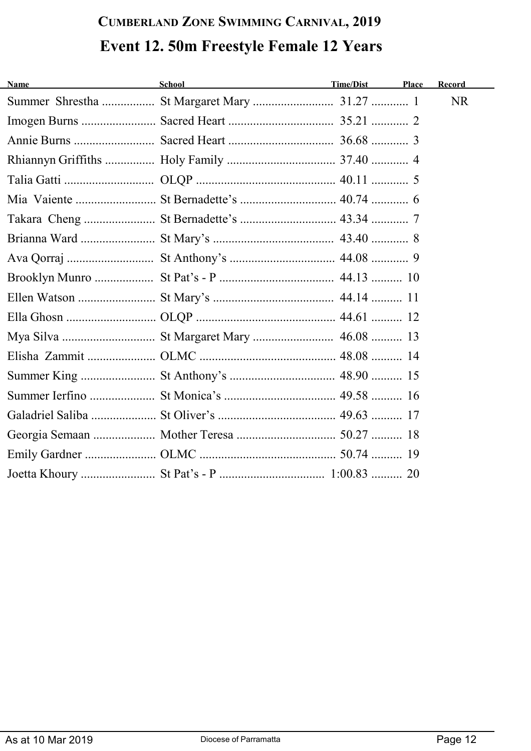# Cumberland Zone Swimming Carnival, 2019

## Event 12. 50m Freestyle Female 12 Years

| Name | School | Time/Dist | Place | Record |
|---|---|---|---|---|
| Summer Shrestha | St Margaret Mary | 31.27 | 1 | NR |
| Imogen Burns | Sacred Heart | 35.21 | 2 | |
| Annie Burns | Sacred Heart | 36.68 | 3 | |
| Rhiannyn Griffiths | Holy Family | 37.40 | 4 | |
| Talia Gatti | OLQP | 40.11 | 5 | |
| Mia Vaiente | St Bernadette's | 40.74 | 6 | |
| Takara Cheng | St Bernadette's | 43.34 | 7 | |
| Brianna Ward | St Mary's | 43.40 | 8 | |
| Ava Qorraj | St Anthony's | 44.08 | 9 | |
| Brooklyn Munro | St Pat's - P | 44.13 | 10 | |
| Ellen Watson | St Mary's | 44.14 | 11 | |
| Ella Ghosn | OLQP | 44.61 | 12 | |
| Mya Silva | St Margaret Mary | 46.08 | 13 | |
| Elisha Zammit | OLMC | 48.08 | 14 | |
| Summer King | St Anthony's | 48.90 | 15 | |
| Summer Ierfino | St Monica's | 49.58 | 16 | |
| Galadriel Saliba | St Oliver's | 49.63 | 17 | |
| Georgia Semaan | Mother Teresa | 50.27 | 18 | |
| Emily Gardner | OLMC | 50.74 | 19 | |
| Joetta Khoury | St Pat's - P | 1:00.83 | 20 | |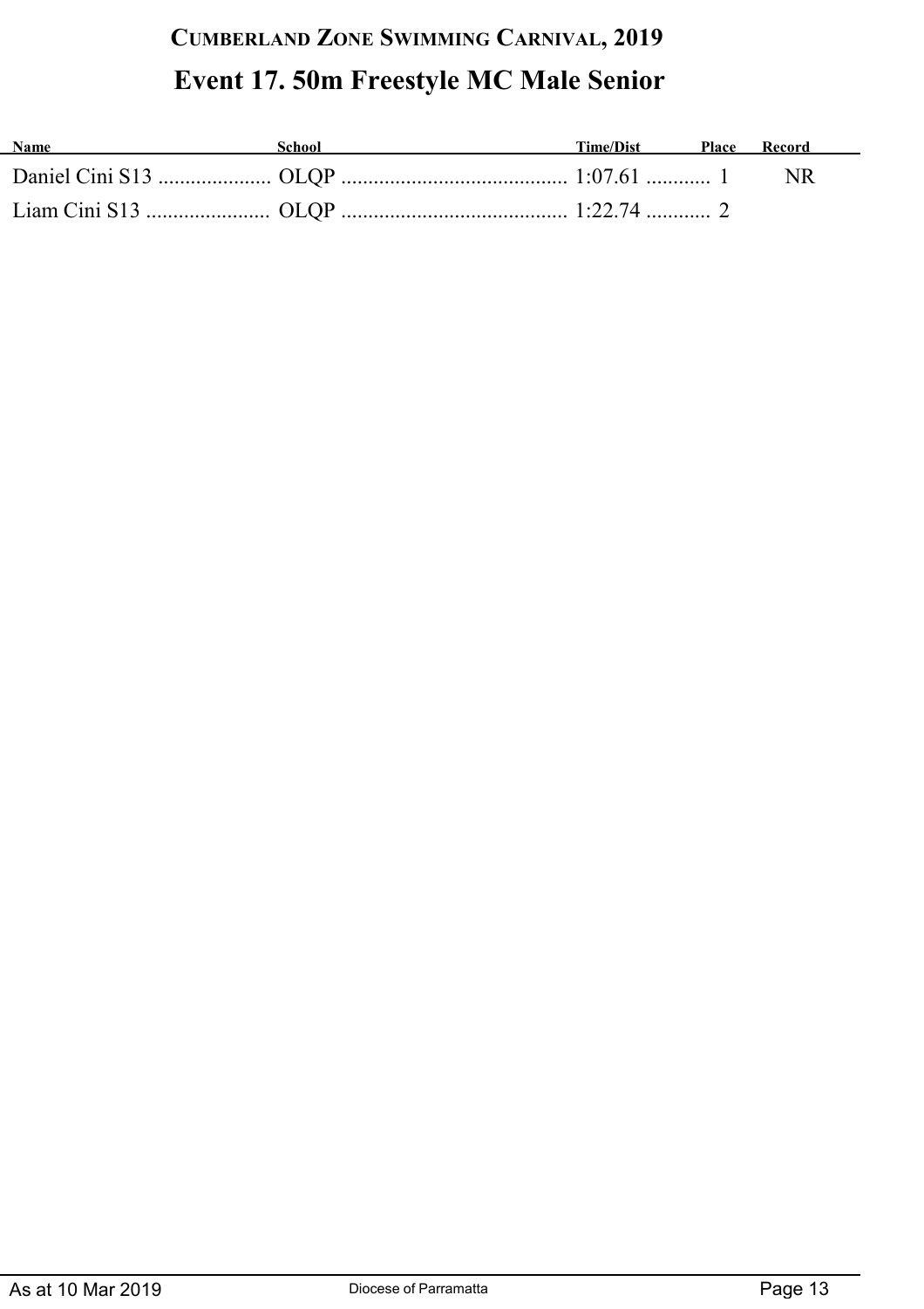# Cumberland Zone Swimming Carnival, 2019

## Event 17. 50m Freestyle MC Male Senior

| Name | School | Time/Dist | Place | Record |
| --- | --- | --- | --- | --- |
| Daniel Cini S13 | OLQP | 1:07.61 | 1 | NR |
| Liam Cini S13 | OLQP | 1:22.74 | 2 | |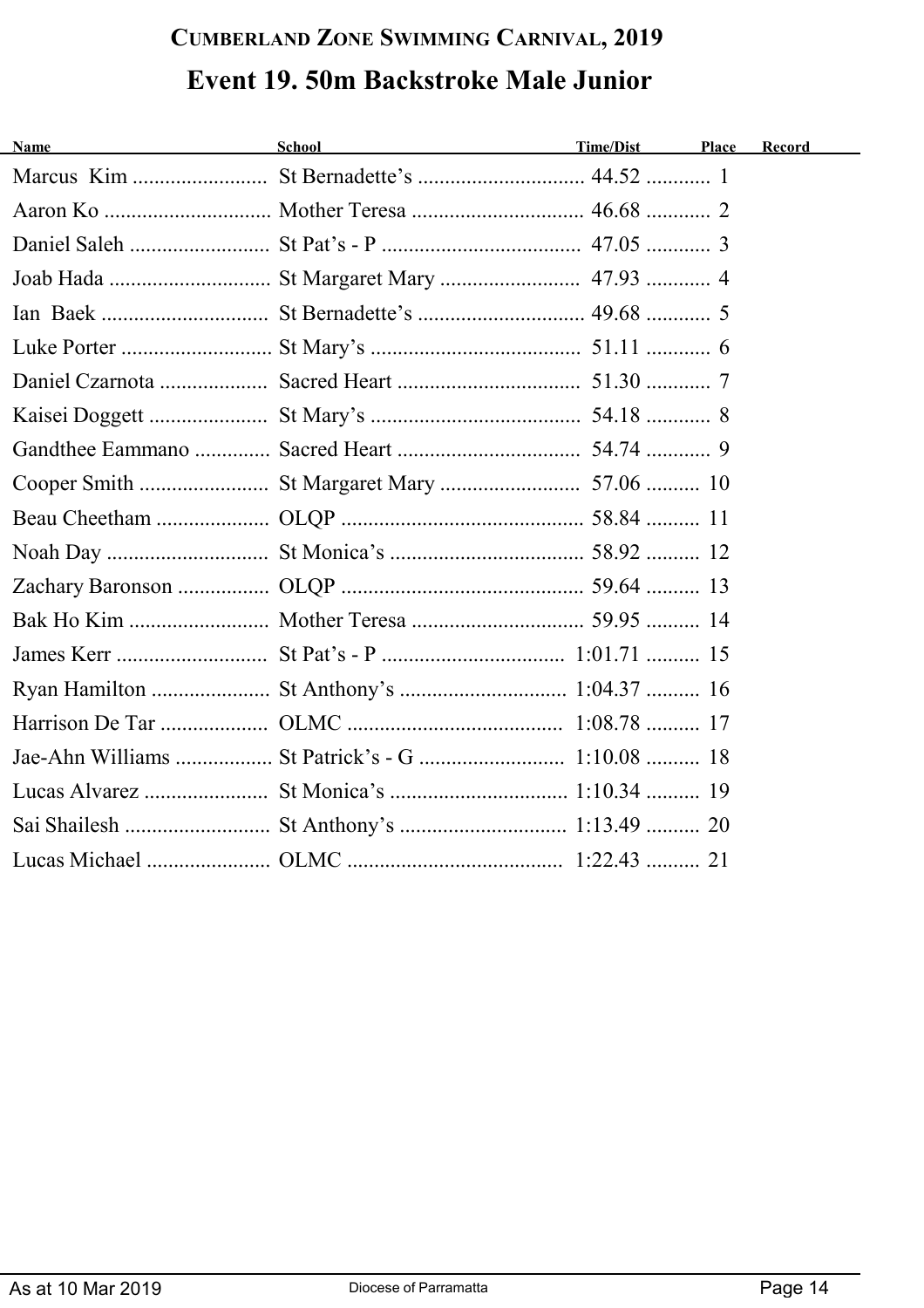# Cumberland Zone Swimming Carnival, 2019

## Event 19. 50m Backstroke Male Junior

| Name | School | Time/Dist | Place | Record |
|---|---|---|---|---|
| Marcus Kim | St Bernadette's | 44.52 | 1 | |
| Aaron Ko | Mother Teresa | 46.68 | 2 | |
| Daniel Saleh | St Pat's - P | 47.05 | 3 | |
| Joab Hada | St Margaret Mary | 47.93 | 4 | |
| Ian Baek | St Bernadette's | 49.68 | 5 | |
| Luke Porter | St Mary's | 51.11 | 6 | |
| Daniel Czarnota | Sacred Heart | 51.30 | 7 | |
| Kaisei Doggett | St Mary's | 54.18 | 8 | |
| Gandthee Eammano | Sacred Heart | 54.74 | 9 | |
| Cooper Smith | St Margaret Mary | 57.06 | 10 | |
| Beau Cheetham | OLQP | 58.84 | 11 | |
| Noah Day | St Monica's | 58.92 | 12 | |
| Zachary Baronson | OLQP | 59.64 | 13 | |
| Bak Ho Kim | Mother Teresa | 59.95 | 14 | |
| James Kerr | St Pat's - P | 1:01.71 | 15 | |
| Ryan Hamilton | St Anthony's | 1:04.37 | 16 | |
| Harrison De Tar | OLMC | 1:08.78 | 17 | |
| Jae-Ahn Williams | St Patrick's - G | 1:10.08 | 18 | |
| Lucas Alvarez | St Monica's | 1:10.34 | 19 | |
| Sai Shailesh | St Anthony's | 1:13.49 | 20 | |
| Lucas Michael | OLMC | 1:22.43 | 21 | |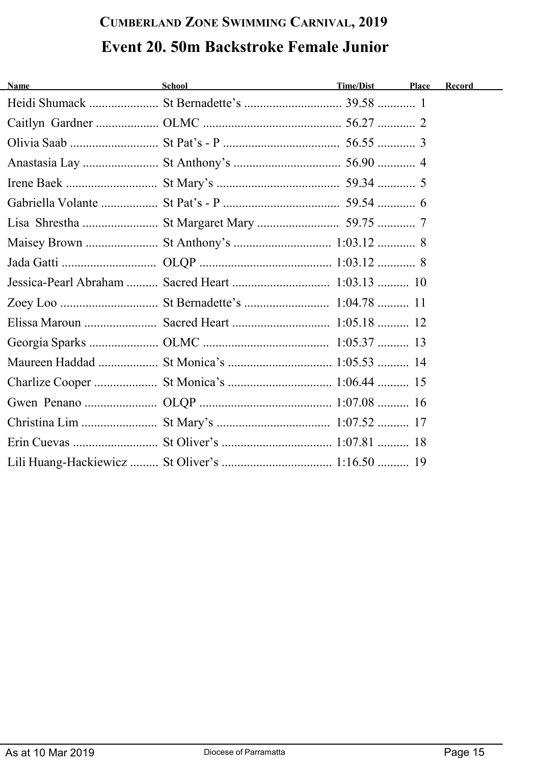# Cumberland Zone Swimming Carnival, 2019

## Event 20. 50m Backstroke Female Junior

| Name | School | Time/Dist | Place | Record |
|---|---|---|---|---|
| Heidi Shumack | St Bernadette's | 39.58 | 1 | |
| Caitlyn Gardner | OLMC | 56.27 | 2 | |
| Olivia Saab | St Pat's - P | 56.55 | 3 | |
| Anastasia Lay | St Anthony's | 56.90 | 4 | |
| Irene Baek | St Mary's | 59.34 | 5 | |
| Gabriella Volante | St Pat's - P | 59.54 | 6 | |
| Lisa Shrestha | St Margaret Mary | 59.75 | 7 | |
| Maisey Brown | St Anthony's | 1:03.12 | 8 | |
| Jada Gatti | OLQP | 1:03.12 | 8 | |
| Jessica-Pearl Abraham | Sacred Heart | 1:03.13 | 10 | |
| Zoey Loo | St Bernadette's | 1:04.78 | 11 | |
| Elissa Maroun | Sacred Heart | 1:05.18 | 12 | |
| Georgia Sparks | OLMC | 1:05.37 | 13 | |
| Maureen Haddad | St Monica's | 1:05.53 | 14 | |
| Charlize Cooper | St Monica's | 1:06.44 | 15 | |
| Gwen Penano | OLQP | 1:07.08 | 16 | |
| Christina Lim | St Mary's | 1:07.52 | 17 | |
| Erin Cuevas | St Oliver's | 1:07.81 | 18 | |
| Lili Huang-Hackiewicz | St Oliver's | 1:16.50 | 19 | |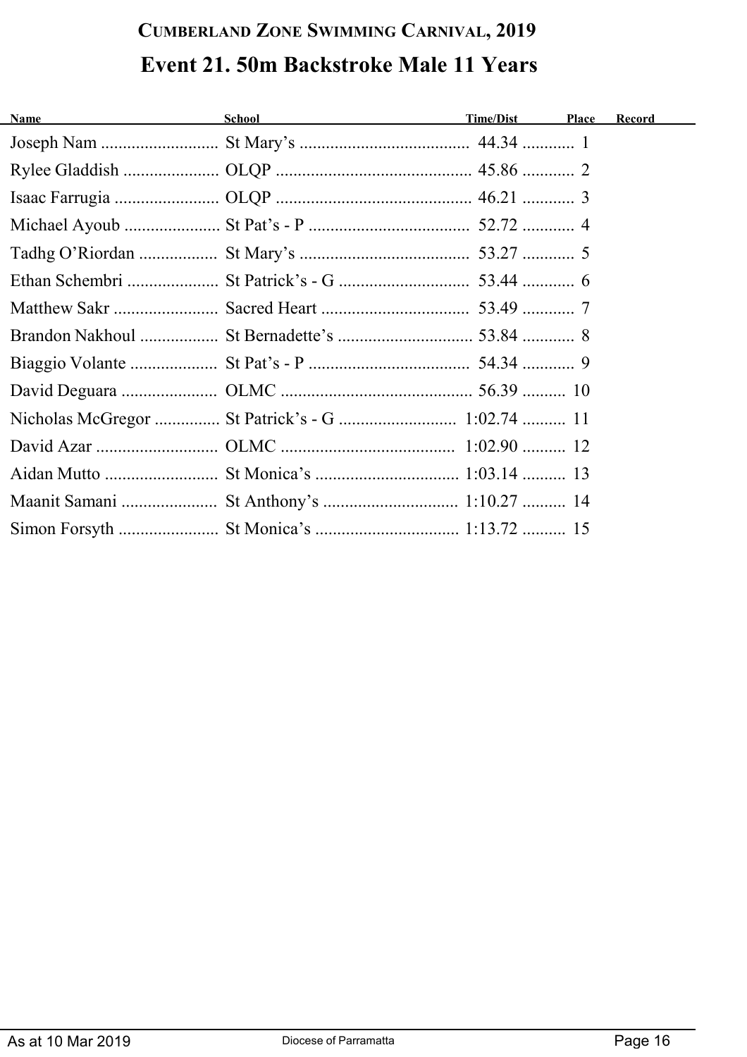# Cumberland Zone Swimming Carnival, 2019

## Event 21. 50m Backstroke Male 11 Years

| Name | School | Time/Dist | Place | Record |
|---|---|---|---|---|
| Joseph Nam | St Mary’s | 44.34 | 1 | |
| Rylee Gladdish | OLQP | 45.86 | 2 | |
| Isaac Farrugia | OLQP | 46.21 | 3 | |
| Michael Ayoub | St Pat’s - P | 52.72 | 4 | |
| Tadhg O’Riordan | St Mary’s | 53.27 | 5 | |
| Ethan Schembri | St Patrick’s - G | 53.44 | 6 | |
| Matthew Sakr | Sacred Heart | 53.49 | 7 | |
| Brandon Nakhoul | St Bernadette’s | 53.84 | 8 | |
| Biaggio Volante | St Pat’s - P | 54.34 | 9 | |
| David Deguara | OLMC | 56.39 | 10 | |
| Nicholas McGregor | St Patrick’s - G | 1:02.74 | 11 | |
| David Azar | OLMC | 1:02.90 | 12 | |
| Aidan Mutto | St Monica’s | 1:03.14 | 13 | |
| Maanit Samani | St Anthony’s | 1:10.27 | 14 | |
| Simon Forsyth | St Monica’s | 1:13.72 | 15 | |

As at 10 Mar 2019 — Diocese of Parramatta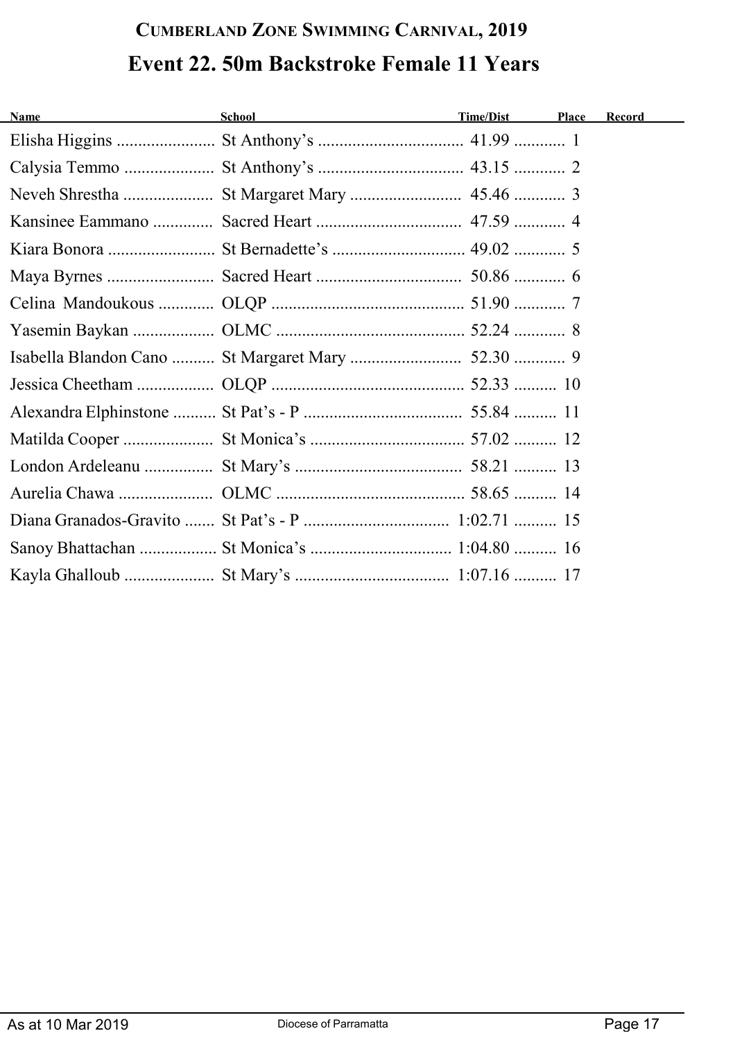# Cumberland Zone Swimming Carnival, 2019

## Event 22. 50m Backstroke Female 11 Years

| Name | School | Time/Dist | Place | Record |
|---|---|---|---|---|
| Elisha Higgins | St Anthony's | 41.99 | 1 | |
| Calysia Temmo | St Anthony's | 43.15 | 2 | |
| Neveh Shrestha | St Margaret Mary | 45.46 | 3 | |
| Kansinee Eammano | Sacred Heart | 47.59 | 4 | |
| Kiara Bonora | St Bernadette's | 49.02 | 5 | |
| Maya Byrnes | Sacred Heart | 50.86 | 6 | |
| Celina Mandoukous | OLQP | 51.90 | 7 | |
| Yasemin Baykan | OLMC | 52.24 | 8 | |
| Isabella Blandon Cano | St Margaret Mary | 52.30 | 9 | |
| Jessica Cheetham | OLQP | 52.33 | 10 | |
| Alexandra Elphinstone | St Pat's - P | 55.84 | 11 | |
| Matilda Cooper | St Monica's | 57.02 | 12 | |
| London Ardeleanu | St Mary's | 58.21 | 13 | |
| Aurelia Chawa | OLMC | 58.65 | 14 | |
| Diana Granados-Gravito | St Pat's - P | 1:02.71 | 15 | |
| Sanoy Bhattachan | St Monica's | 1:04.80 | 16 | |
| Kayla Ghalloub | St Mary's | 1:07.16 | 17 | |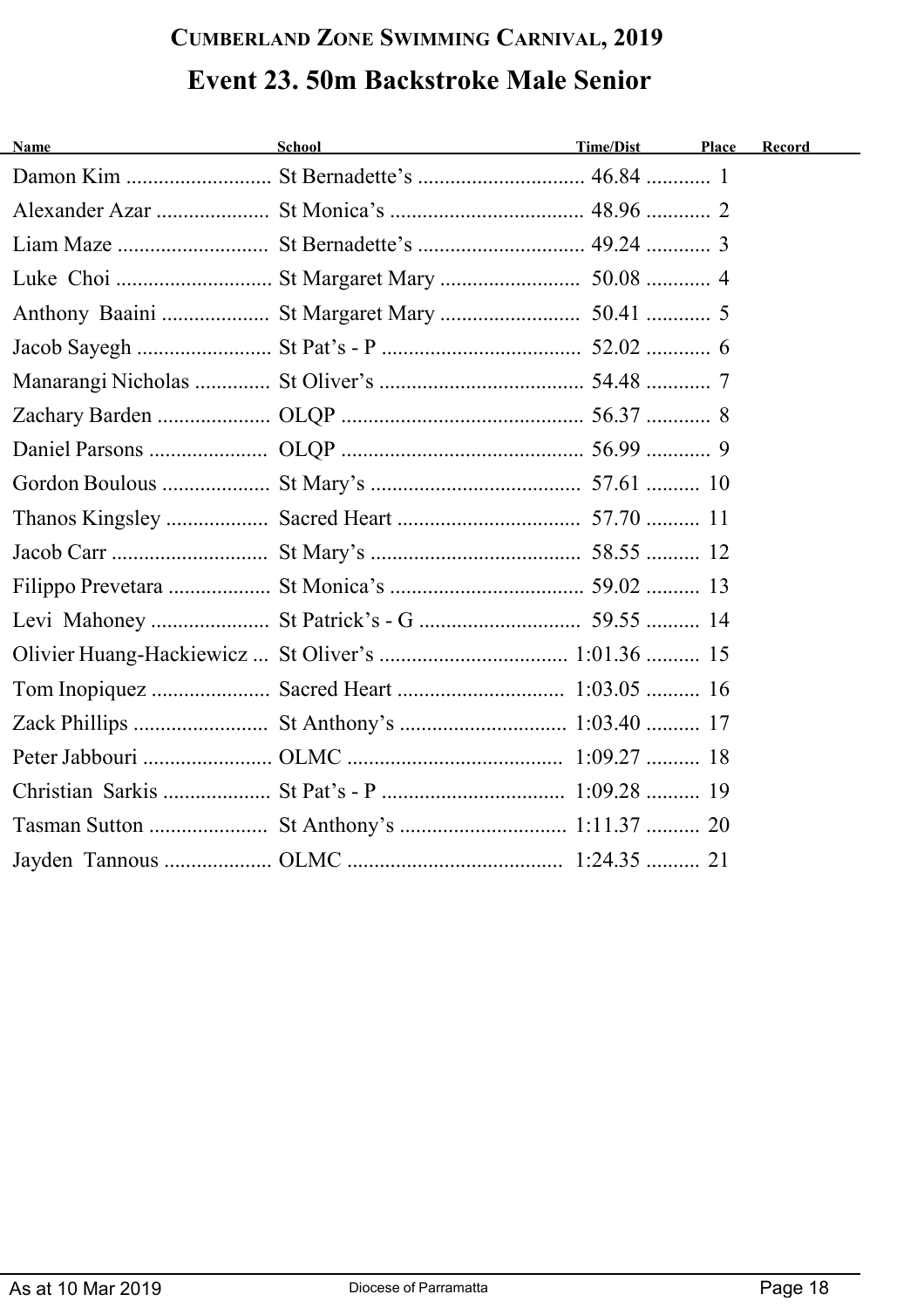# Cumberland Zone Swimming Carnival, 2019

## Event 23. 50m Backstroke Male Senior

| Name | School | Time/Dist | Place | Record |
|---|---|---|---|---|
| Damon Kim | St Bernadette's | 46.84 | 1 | |
| Alexander Azar | St Monica's | 48.96 | 2 | |
| Liam Maze | St Bernadette's | 49.24 | 3 | |
| Luke Choi | St Margaret Mary | 50.08 | 4 | |
| Anthony Baaini | St Margaret Mary | 50.41 | 5 | |
| Jacob Sayegh | St Pat's - P | 52.02 | 6 | |
| Manarangi Nicholas | St Oliver's | 54.48 | 7 | |
| Zachary Barden | OLQP | 56.37 | 8 | |
| Daniel Parsons | OLQP | 56.99 | 9 | |
| Gordon Boulous | St Mary's | 57.61 | 10 | |
| Thanos Kingsley | Sacred Heart | 57.70 | 11 | |
| Jacob Carr | St Mary's | 58.55 | 12 | |
| Filippo Prevetara | St Monica's | 59.02 | 13 | |
| Levi Mahoney | St Patrick's - G | 59.55 | 14 | |
| Olivier Huang-Hackiewicz | St Oliver's | 1:01.36 | 15 | |
| Tom Inopiquez | Sacred Heart | 1:03.05 | 16 | |
| Zack Phillips | St Anthony's | 1:03.40 | 17 | |
| Peter Jabbouri | OLMC | 1:09.27 | 18 | |
| Christian Sarkis | St Pat's - P | 1:09.28 | 19 | |
| Tasman Sutton | St Anthony's | 1:11.37 | 20 | |
| Jayden Tannous | OLMC | 1:24.35 | 21 | |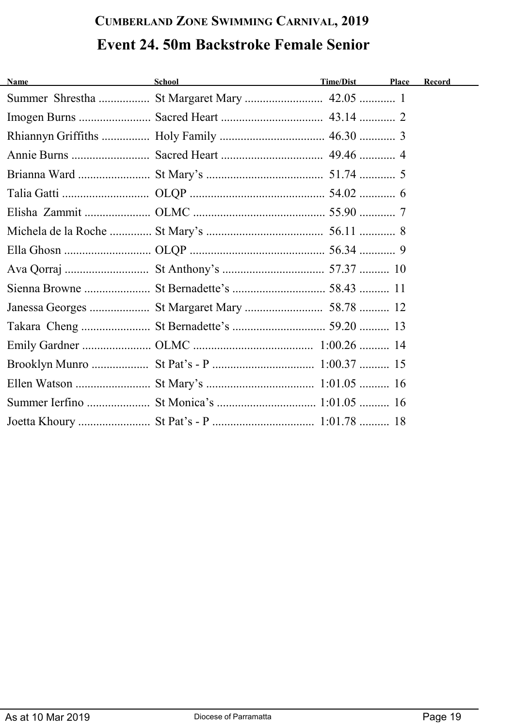## CUMBERLAND ZONE SWIMMING CARNIVAL, 2019

## Event 24. 50m Backstroke Female Senior

| Name | School | Time/Dist | Place | Record |
|---|---|---|---|---|
| Summer Shrestha | St Margaret Mary | 42.05 | 1 | |
| Imogen Burns | Sacred Heart | 43.14 | 2 | |
| Rhiannyn Griffiths | Holy Family | 46.30 | 3 | |
| Annie Burns | Sacred Heart | 49.46 | 4 | |
| Brianna Ward | St Mary's | 51.74 | 5 | |
| Talia Gatti | OLQP | 54.02 | 6 | |
| Elisha Zammit | OLMC | 55.90 | 7 | |
| Michela de la Roche | St Mary's | 56.11 | 8 | |
| Ella Ghosn | OLQP | 56.34 | 9 | |
| Ava Qorraj | St Anthony's | 57.37 | 10 | |
| Sienna Browne | St Bernadette's | 58.43 | 11 | |
| Janessa Georges | St Margaret Mary | 58.78 | 12 | |
| Takara Cheng | St Bernadette's | 59.20 | 13 | |
| Emily Gardner | OLMC | 1:00.26 | 14 | |
| Brooklyn Munro | St Pat's - P | 1:00.37 | 15 | |
| Ellen Watson | St Mary's | 1:01.05 | 16 | |
| Summer Ierfino | St Monica's | 1:01.05 | 16 | |
| Joetta Khoury | St Pat's - P | 1:01.78 | 18 | |

As at 10 Mar 2019 — Diocese of Parramatta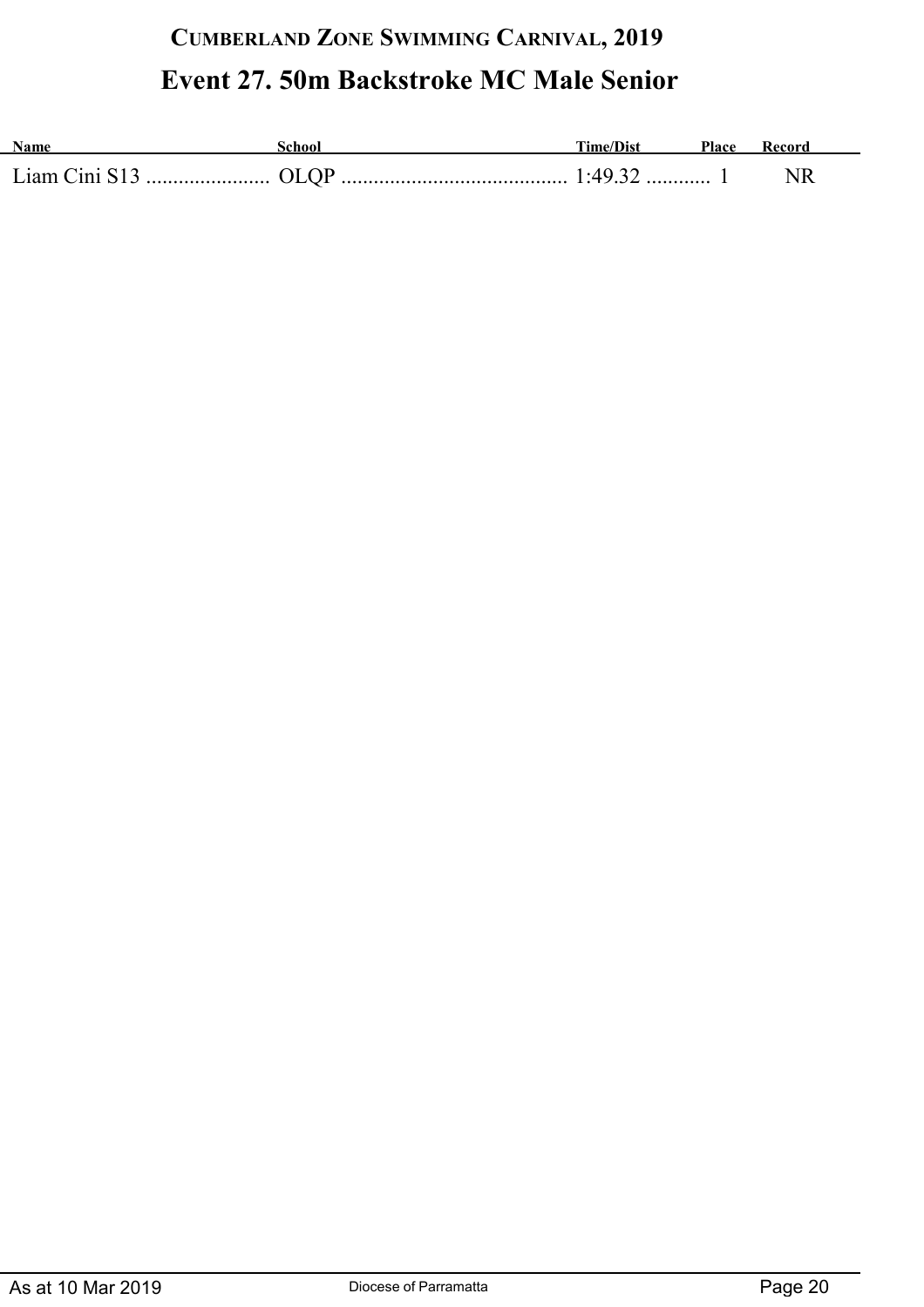# CUMBERLAND ZONE SWIMMING CARNIVAL, 2019

## Event 27. 50m Backstroke MC Male Senior

| Name | School | Time/Dist | Place | Record |
|---|---|---|---|---|
| Liam Cini S13 | OLQP | 1:49.32 | 1 | NR |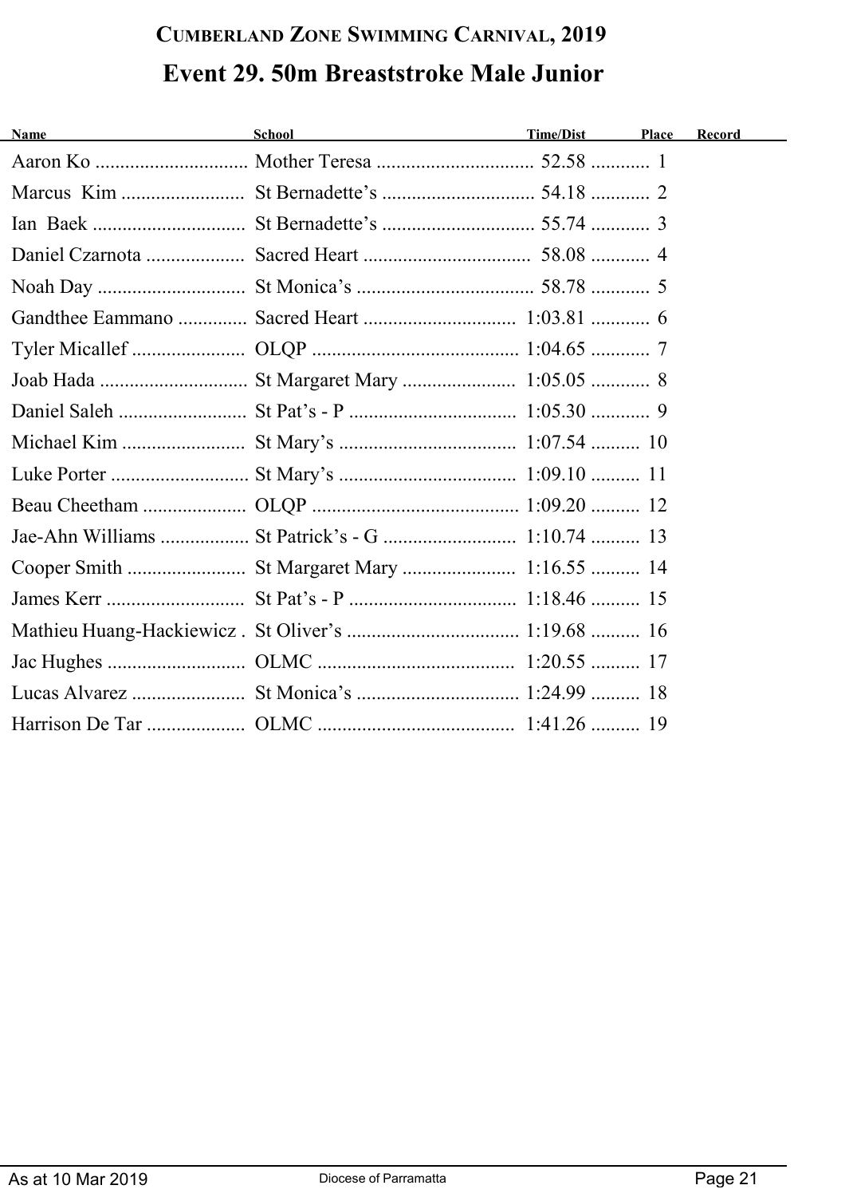# Cumberland Zone Swimming Carnival, 2019

## Event 29. 50m Breaststroke Male Junior

| Name | School | Time/Dist | Place | Record |
|---|---|---|---|---|
| Aaron Ko | Mother Teresa | 52.58 | 1 | |
| Marcus Kim | St Bernadette's | 54.18 | 2 | |
| Ian Baek | St Bernadette's | 55.74 | 3 | |
| Daniel Czarnota | Sacred Heart | 58.08 | 4 | |
| Noah Day | St Monica's | 58.78 | 5 | |
| Gandthee Eammano | Sacred Heart | 1:03.81 | 6 | |
| Tyler Micallef | OLQP | 1:04.65 | 7 | |
| Joab Hada | St Margaret Mary | 1:05.05 | 8 | |
| Daniel Saleh | St Pat's - P | 1:05.30 | 9 | |
| Michael Kim | St Mary's | 1:07.54 | 10 | |
| Luke Porter | St Mary's | 1:09.10 | 11 | |
| Beau Cheetham | OLQP | 1:09.20 | 12 | |
| Jae-Ahn Williams | St Patrick's - G | 1:10.74 | 13 | |
| Cooper Smith | St Margaret Mary | 1:16.55 | 14 | |
| James Kerr | St Pat's - P | 1:18.46 | 15 | |
| Mathieu Huang-Hackiewicz | St Oliver's | 1:19.68 | 16 | |
| Jac Hughes | OLMC | 1:20.55 | 17 | |
| Lucas Alvarez | St Monica's | 1:24.99 | 18 | |
| Harrison De Tar | OLMC | 1:41.26 | 19 | |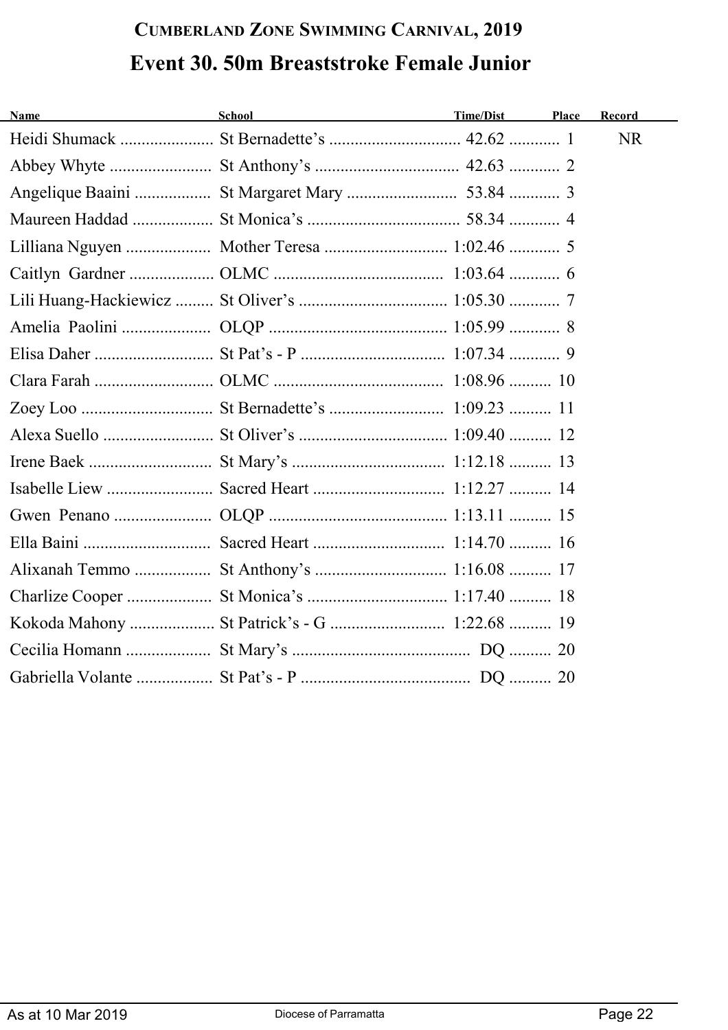# CUMBERLAND ZONE SWIMMING CARNIVAL, 2019

## Event 30. 50m Breaststroke Female Junior

| Name | School | Time/Dist | Place | Record |
|---|---|---|---|---|
| Heidi Shumack | St Bernadette's | 42.62 | 1 | NR |
| Abbey Whyte | St Anthony's | 42.63 | 2 | |
| Angelique Baaini | St Margaret Mary | 53.84 | 3 | |
| Maureen Haddad | St Monica's | 58.34 | 4 | |
| Lilliana Nguyen | Mother Teresa | 1:02.46 | 5 | |
| Caitlyn Gardner | OLMC | 1:03.64 | 6 | |
| Lili Huang-Hackiewicz | St Oliver's | 1:05.30 | 7 | |
| Amelia Paolini | OLQP | 1:05.99 | 8 | |
| Elisa Daher | St Pat's - P | 1:07.34 | 9 | |
| Clara Farah | OLMC | 1:08.96 | 10 | |
| Zoey Loo | St Bernadette's | 1:09.23 | 11 | |
| Alexa Suello | St Oliver's | 1:09.40 | 12 | |
| Irene Baek | St Mary's | 1:12.18 | 13 | |
| Isabelle Liew | Sacred Heart | 1:12.27 | 14 | |
| Gwen Penano | OLQP | 1:13.11 | 15 | |
| Ella Baini | Sacred Heart | 1:14.70 | 16 | |
| Alixanah Temmo | St Anthony's | 1:16.08 | 17 | |
| Charlize Cooper | St Monica's | 1:17.40 | 18 | |
| Kokoda Mahony | St Patrick's - G | 1:22.68 | 19 | |
| Cecilia Homann | St Mary's | DQ | 20 | |
| Gabriella Volante | St Pat's - P | DQ | 20 | |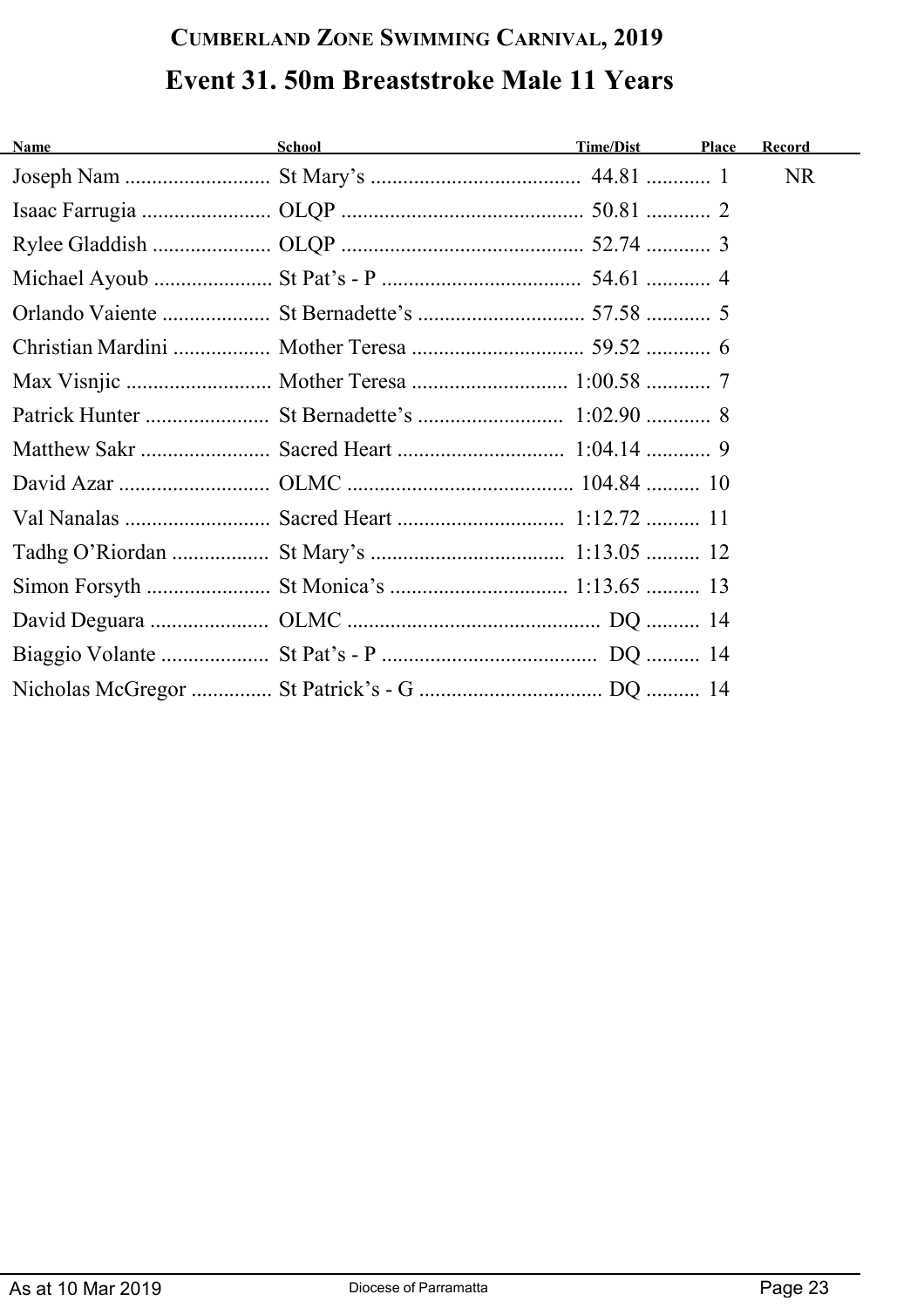# Cumberland Zone Swimming Carnival, 2019

## Event 31. 50m Breaststroke Male 11 Years

| Name | School | Time/Dist | Place | Record |
|---|---|---|---|---|
| Joseph Nam | St Mary's | 44.81 | 1 | NR |
| Isaac Farrugia | OLQP | 50.81 | 2 | |
| Rylee Gladdish | OLQP | 52.74 | 3 | |
| Michael Ayoub | St Pat's - P | 54.61 | 4 | |
| Orlando Vaiente | St Bernadette's | 57.58 | 5 | |
| Christian Mardini | Mother Teresa | 59.52 | 6 | |
| Max Visnjic | Mother Teresa | 1:00.58 | 7 | |
| Patrick Hunter | St Bernadette's | 1:02.90 | 8 | |
| Matthew Sakr | Sacred Heart | 1:04.14 | 9 | |
| David Azar | OLMC | 104.84 | 10 | |
| Val Nanalas | Sacred Heart | 1:12.72 | 11 | |
| Tadhg O'Riordan | St Mary's | 1:13.05 | 12 | |
| Simon Forsyth | St Monica's | 1:13.65 | 13 | |
| David Deguara | OLMC | DQ | 14 | |
| Biaggio Volante | St Pat's - P | DQ | 14 | |
| Nicholas McGregor | St Patrick's - G | DQ | 14 | |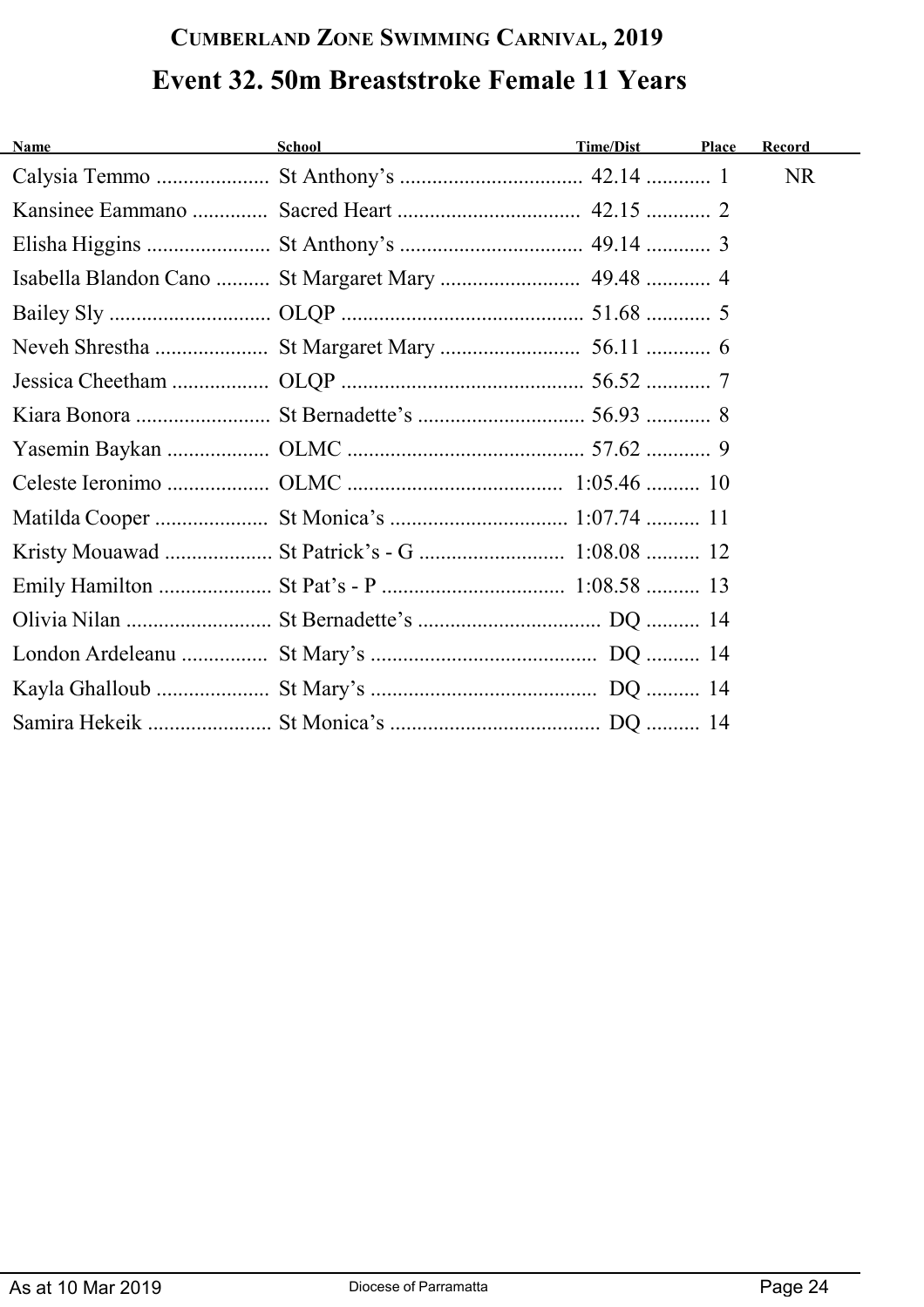# CUMBERLAND ZONE SWIMMING CARNIVAL, 2019

## Event 32. 50m Breaststroke Female 11 Years

| Name | School | Time/Dist | Place | Record |
|---|---|---|---|---|
| Calysia Temmo | St Anthony's | 42.14 | 1 | NR |
| Kansinee Eammano | Sacred Heart | 42.15 | 2 | |
| Elisha Higgins | St Anthony's | 49.14 | 3 | |
| Isabella Blandon Cano | St Margaret Mary | 49.48 | 4 | |
| Bailey Sly | OLQP | 51.68 | 5 | |
| Neveh Shrestha | St Margaret Mary | 56.11 | 6 | |
| Jessica Cheetham | OLQP | 56.52 | 7 | |
| Kiara Bonora | St Bernadette's | 56.93 | 8 | |
| Yasemin Baykan | OLMC | 57.62 | 9 | |
| Celeste Ieronimo | OLMC | 1:05.46 | 10 | |
| Matilda Cooper | St Monica's | 1:07.74 | 11 | |
| Kristy Mouawad | St Patrick's - G | 1:08.08 | 12 | |
| Emily Hamilton | St Pat's - P | 1:08.58 | 13 | |
| Olivia Nilan | St Bernadette's | DQ | 14 | |
| London Ardeleanu | St Mary's | DQ | 14 | |
| Kayla Ghalloub | St Mary's | DQ | 14 | |
| Samira Hekeik | St Monica's | DQ | 14 | |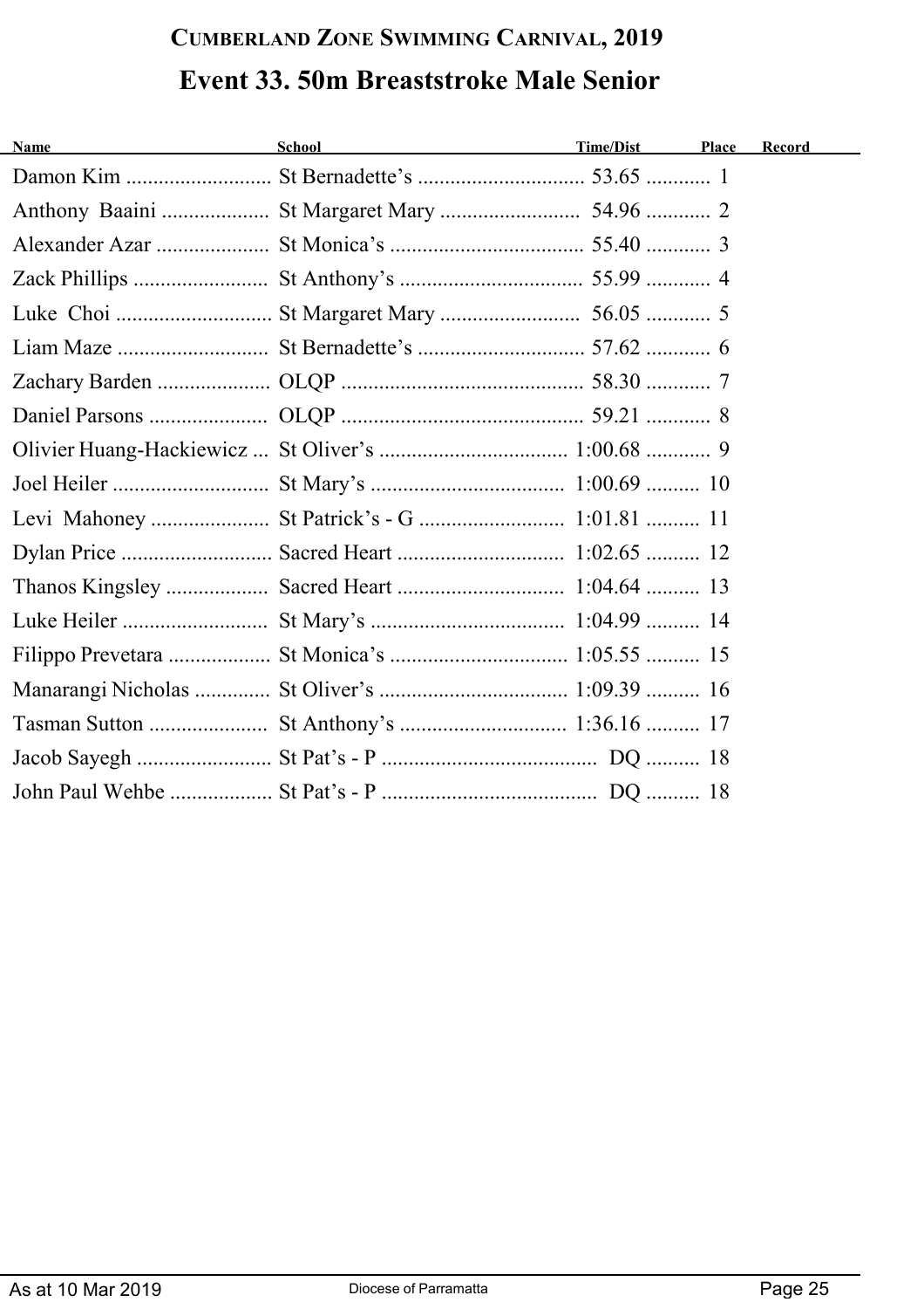# Cumberland Zone Swimming Carnival, 2019

## Event 33. 50m Breaststroke Male Senior

| Name | School | Time/Dist | Place | Record |
|---|---|---|---|---|
| Damon Kim | St Bernadette's | 53.65 | 1 | |
| Anthony Baaini | St Margaret Mary | 54.96 | 2 | |
| Alexander Azar | St Monica's | 55.40 | 3 | |
| Zack Phillips | St Anthony's | 55.99 | 4 | |
| Luke Choi | St Margaret Mary | 56.05 | 5 | |
| Liam Maze | St Bernadette's | 57.62 | 6 | |
| Zachary Barden | OLQP | 58.30 | 7 | |
| Daniel Parsons | OLQP | 59.21 | 8 | |
| Olivier Huang-Hackiewicz | St Oliver's | 1:00.68 | 9 | |
| Joel Heiler | St Mary's | 1:00.69 | 10 | |
| Levi Mahoney | St Patrick's - G | 1:01.81 | 11 | |
| Dylan Price | Sacred Heart | 1:02.65 | 12 | |
| Thanos Kingsley | Sacred Heart | 1:04.64 | 13 | |
| Luke Heiler | St Mary's | 1:04.99 | 14 | |
| Filippo Prevetara | St Monica's | 1:05.55 | 15 | |
| Manarangi Nicholas | St Oliver's | 1:09.39 | 16 | |
| Tasman Sutton | St Anthony's | 1:36.16 | 17 | |
| Jacob Sayegh | St Pat's - P | DQ | 18 | |
| John Paul Wehbe | St Pat's - P | DQ | 18 | |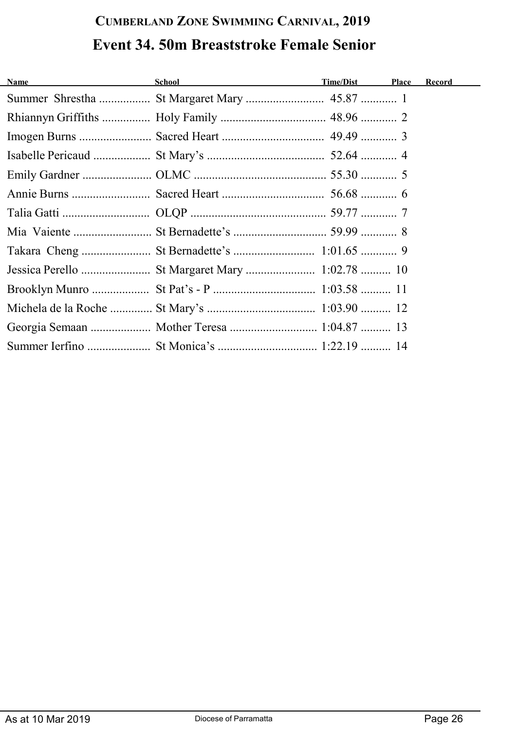## Cumberland Zone Swimming Carnival, 2019

# Event 34. 50m Breaststroke Female Senior

| Name | School | Time/Dist | Place | Record |
|---|---|---|---|---|
| Summer Shrestha | St Margaret Mary | 45.87 | 1 | |
| Rhiannyn Griffiths | Holy Family | 48.96 | 2 | |
| Imogen Burns | Sacred Heart | 49.49 | 3 | |
| Isabelle Pericaud | St Mary's | 52.64 | 4 | |
| Emily Gardner | OLMC | 55.30 | 5 | |
| Annie Burns | Sacred Heart | 56.68 | 6 | |
| Talia Gatti | OLQP | 59.77 | 7 | |
| Mia Vaiente | St Bernadette's | 59.99 | 8 | |
| Takara Cheng | St Bernadette's | 1:01.65 | 9 | |
| Jessica Perello | St Margaret Mary | 1:02.78 | 10 | |
| Brooklyn Munro | St Pat's - P | 1:03.58 | 11 | |
| Michela de la Roche | St Mary's | 1:03.90 | 12 | |
| Georgia Semaan | Mother Teresa | 1:04.87 | 13 | |
| Summer Ierfino | St Monica's | 1:22.19 | 14 | |

As at 10 Mar 2019 — Diocese of Parramatta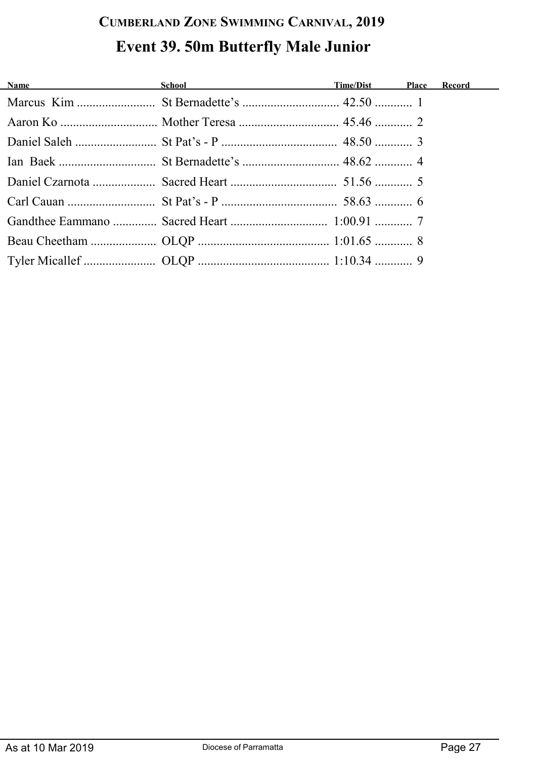# CUMBERLAND ZONE SWIMMING CARNIVAL, 2019

## Event 39. 50m Butterfly Male Junior

| Name | School | Time/Dist | Place | Record |
|---|---|---|---|---|
| Marcus Kim | St Bernadette's | 42.50 | 1 | |
| Aaron Ko | Mother Teresa | 45.46 | 2 | |
| Daniel Saleh | St Pat's - P | 48.50 | 3 | |
| Ian Baek | St Bernadette's | 48.62 | 4 | |
| Daniel Czarnota | Sacred Heart | 51.56 | 5 | |
| Carl Cauan | St Pat's - P | 58.63 | 6 | |
| Gandthee Eammano | Sacred Heart | 1:00.91 | 7 | |
| Beau Cheetham | OLQP | 1:01.65 | 8 | |
| Tyler Micallef | OLQP | 1:10.34 | 9 | |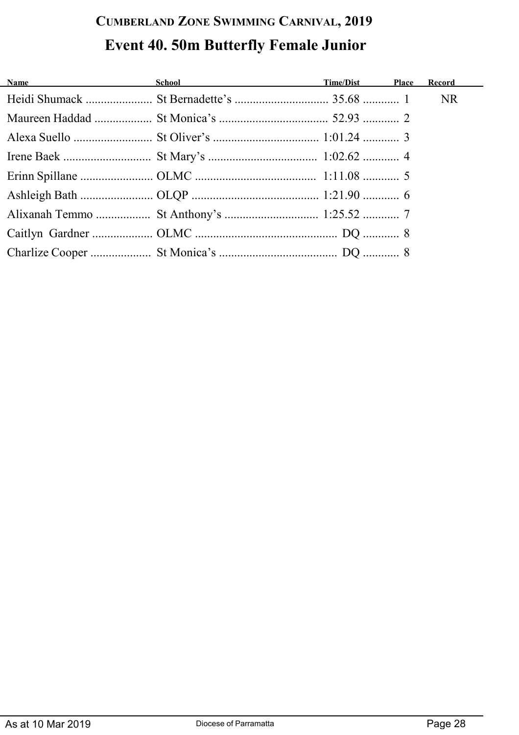## CUMBERLAND ZONE SWIMMING CARNIVAL, 2019

# Event 40. 50m Butterfly Female Junior

| Name | School | Time/Dist | Place | Record |
|---|---|---|---|---|
| Heidi Shumack | St Bernadette's | 35.68 | 1 | NR |
| Maureen Haddad | St Monica's | 52.93 | 2 | |
| Alexa Suello | St Oliver's | 1:01.24 | 3 | |
| Irene Baek | St Mary's | 1:02.62 | 4 | |
| Erinn Spillane | OLMC | 1:11.08 | 5 | |
| Ashleigh Bath | OLQP | 1:21.90 | 6 | |
| Alixanah Temmo | St Anthony's | 1:25.52 | 7 | |
| Caitlyn Gardner | OLMC | DQ | 8 | |
| Charlize Cooper | St Monica's | DQ | 8 | |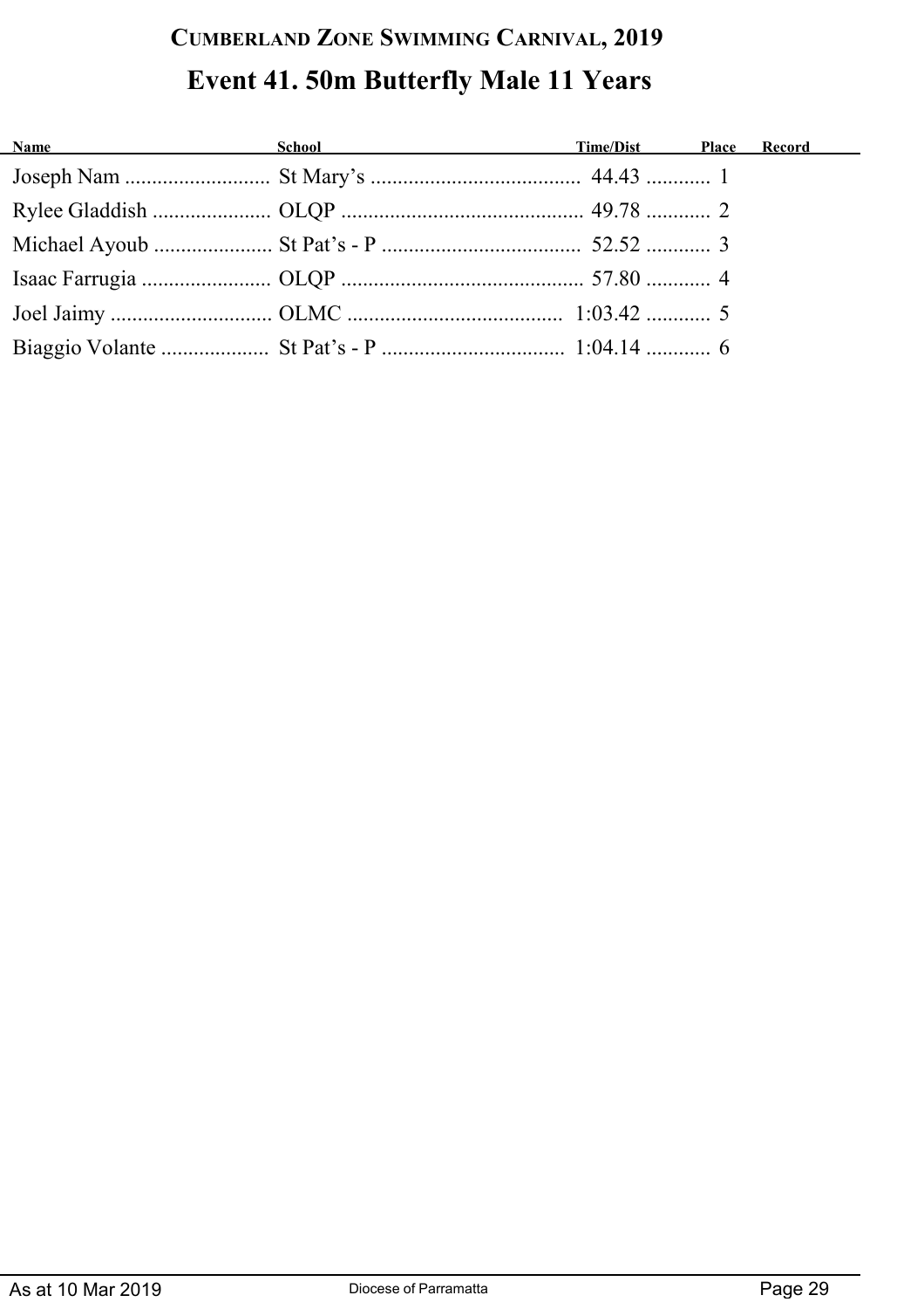# Cumberland Zone Swimming Carnival, 2019

## Event 41. 50m Butterfly Male 11 Years

| Name | School | Time/Dist | Place | Record |
|---|---|---|---|---|
| Joseph Nam | St Mary's | 44.43 | 1 | |
| Rylee Gladdish | OLQP | 49.78 | 2 | |
| Michael Ayoub | St Pat's - P | 52.52 | 3 | |
| Isaac Farrugia | OLQP | 57.80 | 4 | |
| Joel Jaimy | OLMC | 1:03.42 | 5 | |
| Biaggio Volante | St Pat's - P | 1:04.14 | 6 | |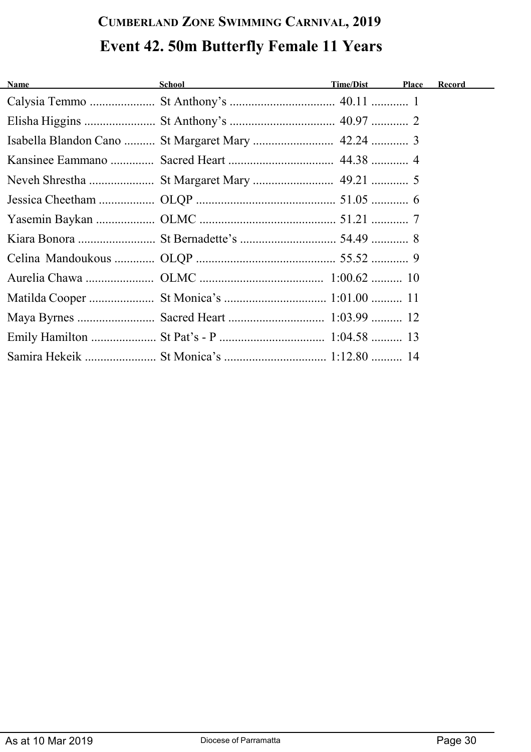# Cumberland Zone Swimming Carnival, 2019

## Event 42. 50m Butterfly Female 11 Years

| Name | School | Time/Dist | Place | Record |
|---|---|---|---|---|
| Calysia Temmo | St Anthony's | 40.11 | 1 | |
| Elisha Higgins | St Anthony's | 40.97 | 2 | |
| Isabella Blandon Cano | St Margaret Mary | 42.24 | 3 | |
| Kansinee Eammano | Sacred Heart | 44.38 | 4 | |
| Neveh Shrestha | St Margaret Mary | 49.21 | 5 | |
| Jessica Cheetham | OLQP | 51.05 | 6 | |
| Yasemin Baykan | OLMC | 51.21 | 7 | |
| Kiara Bonora | St Bernadette's | 54.49 | 8 | |
| Celina Mandoukous | OLQP | 55.52 | 9 | |
| Aurelia Chawa | OLMC | 1:00.62 | 10 | |
| Matilda Cooper | St Monica's | 1:01.00 | 11 | |
| Maya Byrnes | Sacred Heart | 1:03.99 | 12 | |
| Emily Hamilton | St Pat's - P | 1:04.58 | 13 | |
| Samira Hekeik | St Monica's | 1:12.80 | 14 | |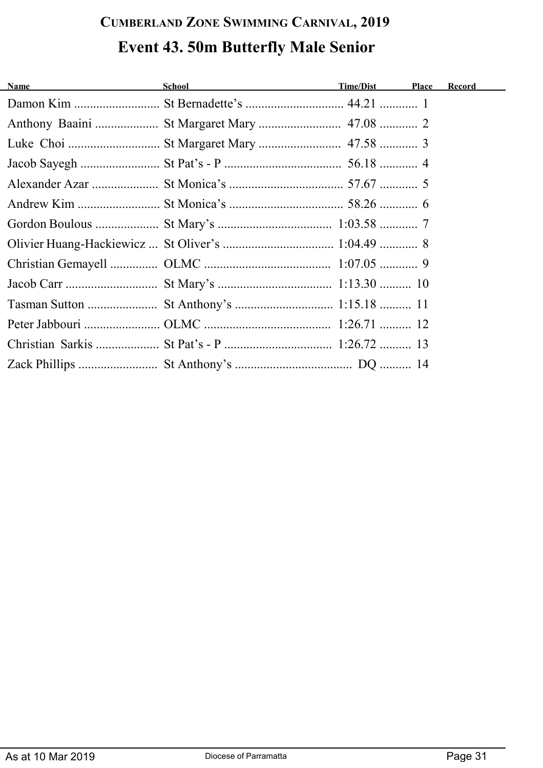## Cumberland Zone Swimming Carnival, 2019

# Event 43. 50m Butterfly Male Senior

| Name | School | Time/Dist | Place | Record |
|---|---|---|---|---|
| Damon Kim | St Bernadette’s | 44.21 | 1 | |
| Anthony  Baaini | St Margaret Mary | 47.08 | 2 | |
| Luke  Choi | St Margaret Mary | 47.58 | 3 | |
| Jacob Sayegh | St Pat’s - P | 56.18 | 4 | |
| Alexander Azar | St Monica’s | 57.67 | 5 | |
| Andrew Kim | St Monica’s | 58.26 | 6 | |
| Gordon Boulous | St Mary’s | 1:03.58 | 7 | |
| Olivier Huang-Hackiewicz | St Oliver’s | 1:04.49 | 8 | |
| Christian Gemayell | OLMC | 1:07.05 | 9 | |
| Jacob Carr | St Mary’s | 1:13.30 | 10 | |
| Tasman Sutton | St Anthony’s | 1:15.18 | 11 | |
| Peter Jabbouri | OLMC | 1:26.71 | 12 | |
| Christian  Sarkis | St Pat’s - P | 1:26.72 | 13 | |
| Zack Phillips | St Anthony’s | DQ | 14 | |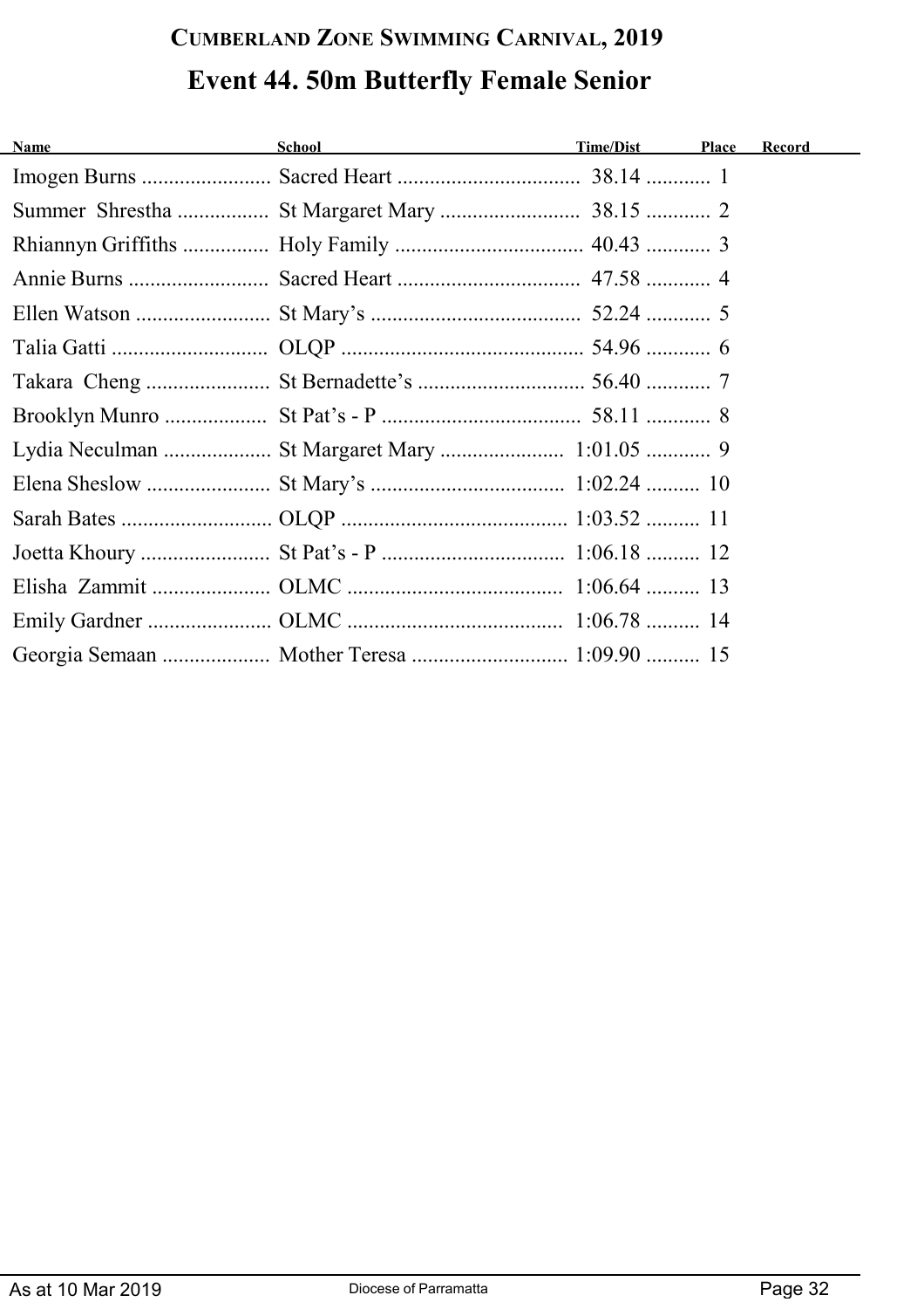# Cumberland Zone Swimming Carnival, 2019

## Event 44. 50m Butterfly Female Senior

| Name | School | Time/Dist | Place | Record |
|---|---|---|---|---|
| Imogen Burns | Sacred Heart | 38.14 | 1 | |
| Summer Shrestha | St Margaret Mary | 38.15 | 2 | |
| Rhiannyn Griffiths | Holy Family | 40.43 | 3 | |
| Annie Burns | Sacred Heart | 47.58 | 4 | |
| Ellen Watson | St Mary's | 52.24 | 5 | |
| Talia Gatti | OLQP | 54.96 | 6 | |
| Takara Cheng | St Bernadette's | 56.40 | 7 | |
| Brooklyn Munro | St Pat's - P | 58.11 | 8 | |
| Lydia Neculman | St Margaret Mary | 1:01.05 | 9 | |
| Elena Sheslow | St Mary's | 1:02.24 | 10 | |
| Sarah Bates | OLQP | 1:03.52 | 11 | |
| Joetta Khoury | St Pat's - P | 1:06.18 | 12 | |
| Elisha Zammit | OLMC | 1:06.64 | 13 | |
| Emily Gardner | OLMC | 1:06.78 | 14 | |
| Georgia Semaan | Mother Teresa | 1:09.90 | 15 | |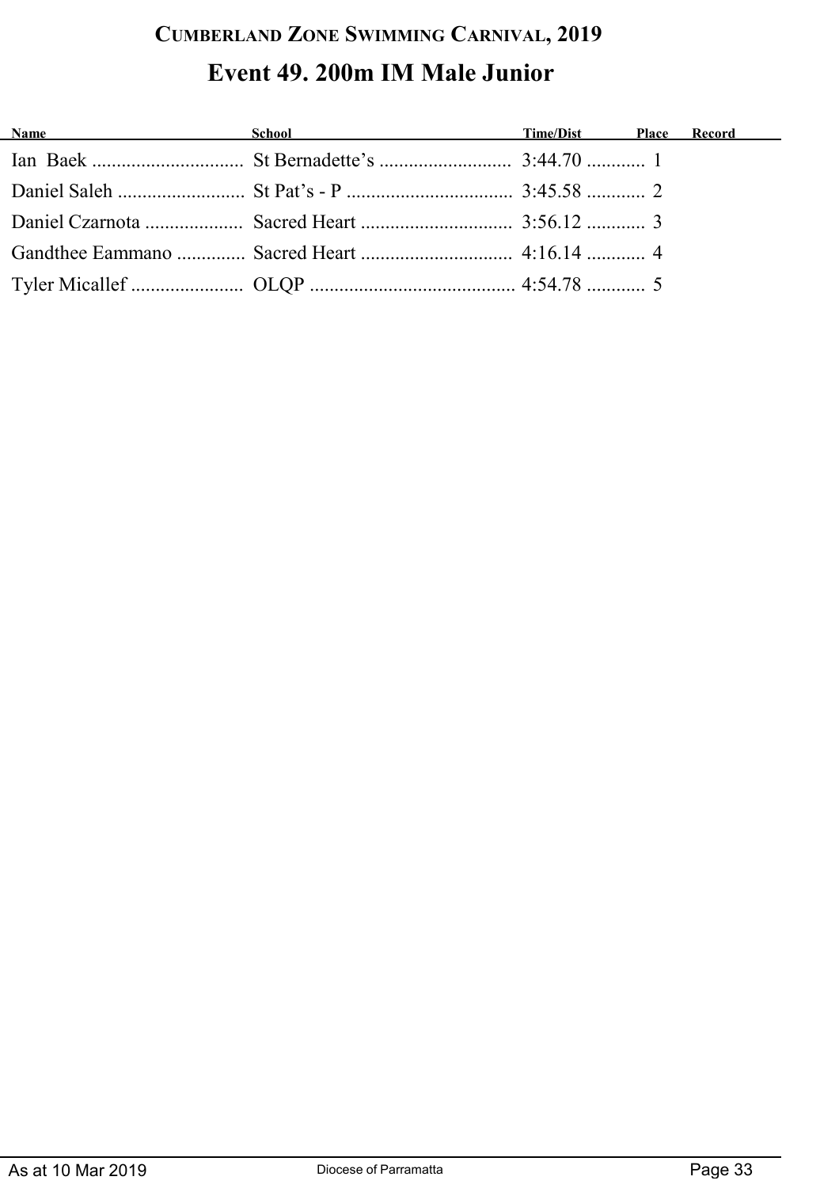# Cumberland Zone Swimming Carnival, 2019

## Event 49. 200m IM Male Junior

| Name | School | Time/Dist | Place | Record |
|---|---|---|---|---|
| Ian Baek | St Bernadette's | 3:44.70 | 1 | |
| Daniel Saleh | St Pat's - P | 3:45.58 | 2 | |
| Daniel Czarnota | Sacred Heart | 3:56.12 | 3 | |
| Gandthee Eammano | Sacred Heart | 4:16.14 | 4 | |
| Tyler Micallef | OLQP | 4:54.78 | 5 | |

As at 10 Mar 2019 Diocese of Parramatta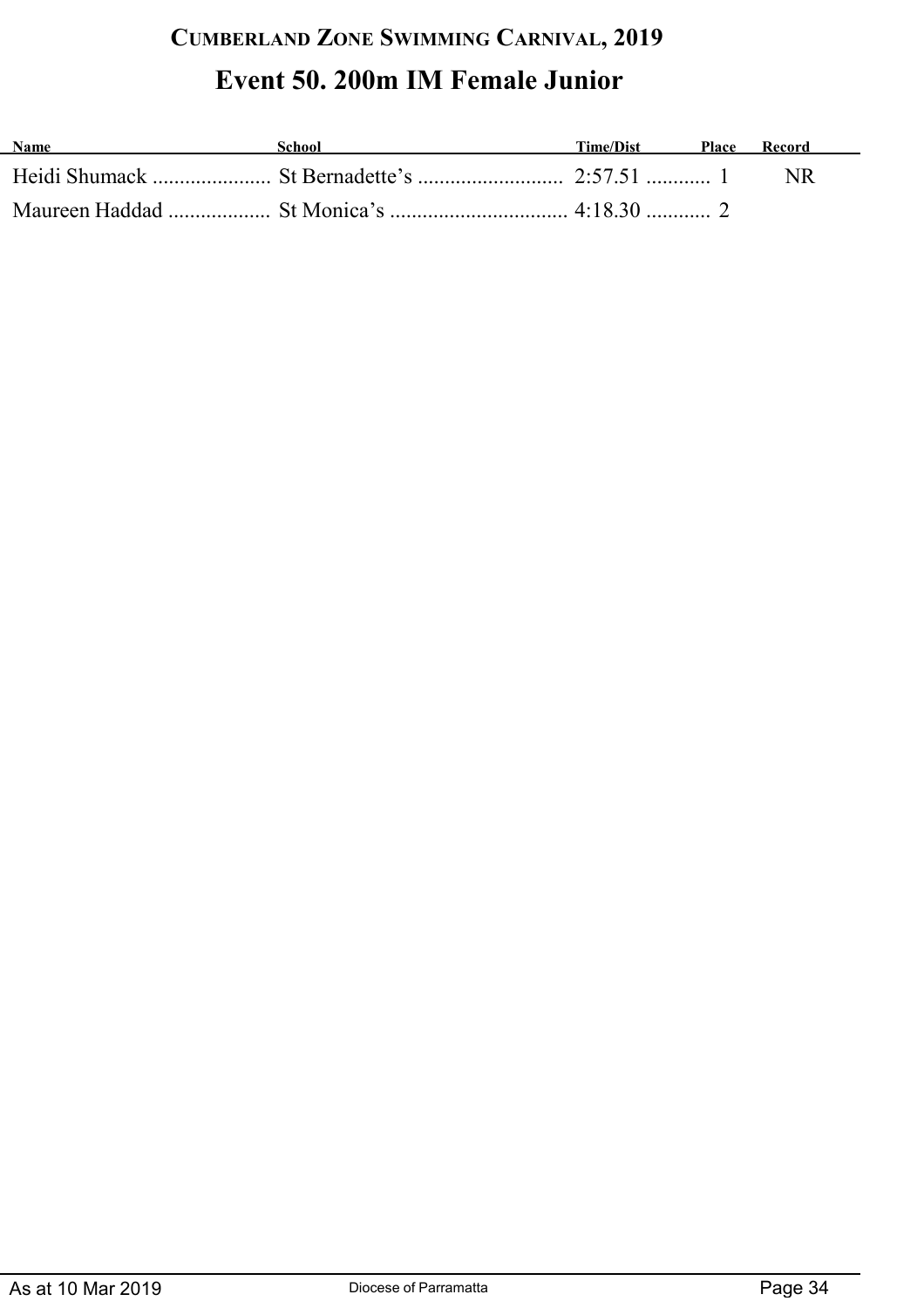# Cumberland Zone Swimming Carnival, 2019

## Event 50. 200m IM Female Junior

| Name | School | Time/Dist | Place | Record |
|---|---|---|---|---|
| Heidi Shumack | St Bernadette's | 2:57.51 | 1 | NR |
| Maureen Haddad | St Monica's | 4:18.30 | 2 | |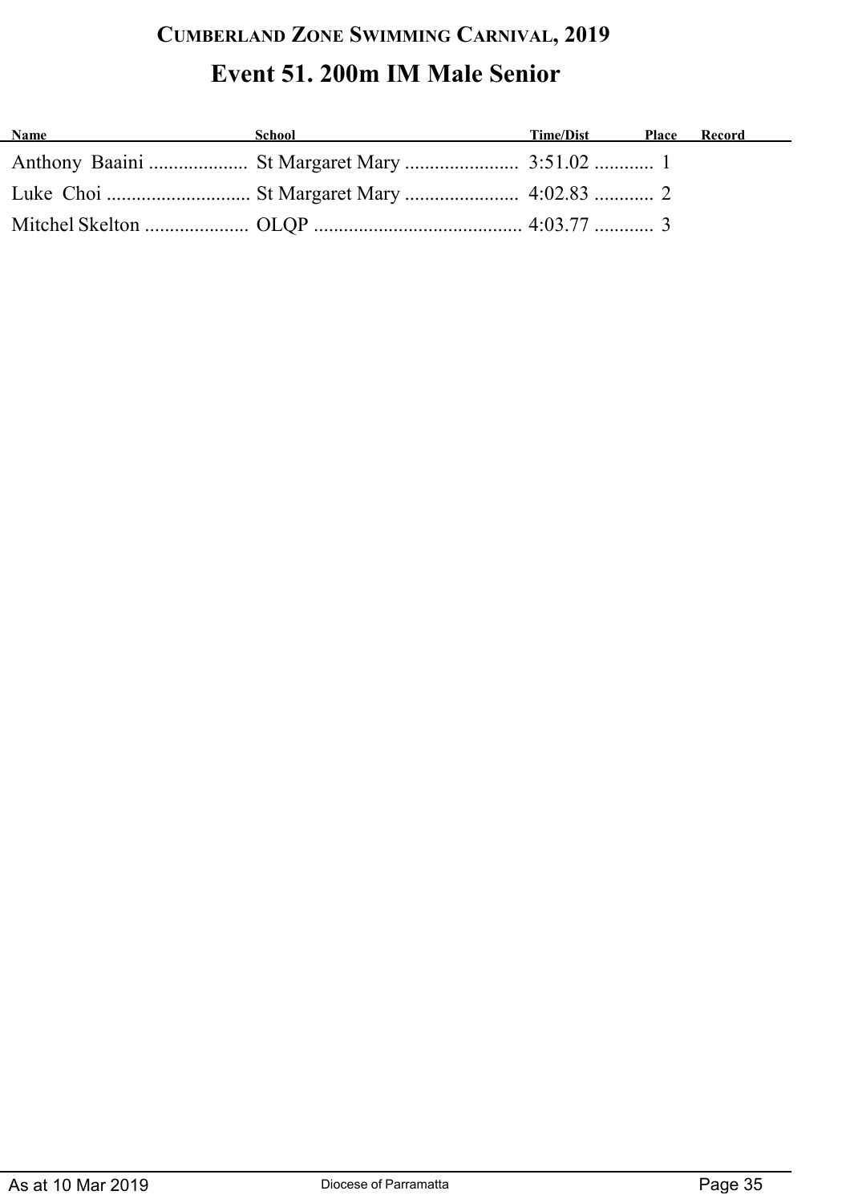# CUMBERLAND ZONE SWIMMING CARNIVAL, 2019

## Event 51. 200m IM Male Senior

| Name | School | Time/Dist | Place | Record |
|---|---|---|---|---|
| Anthony Baaini | St Margaret Mary | 3:51.02 | 1 | |
| Luke Choi | St Margaret Mary | 4:02.83 | 2 | |
| Mitchel Skelton | OLQP | 4:03.77 | 3 | |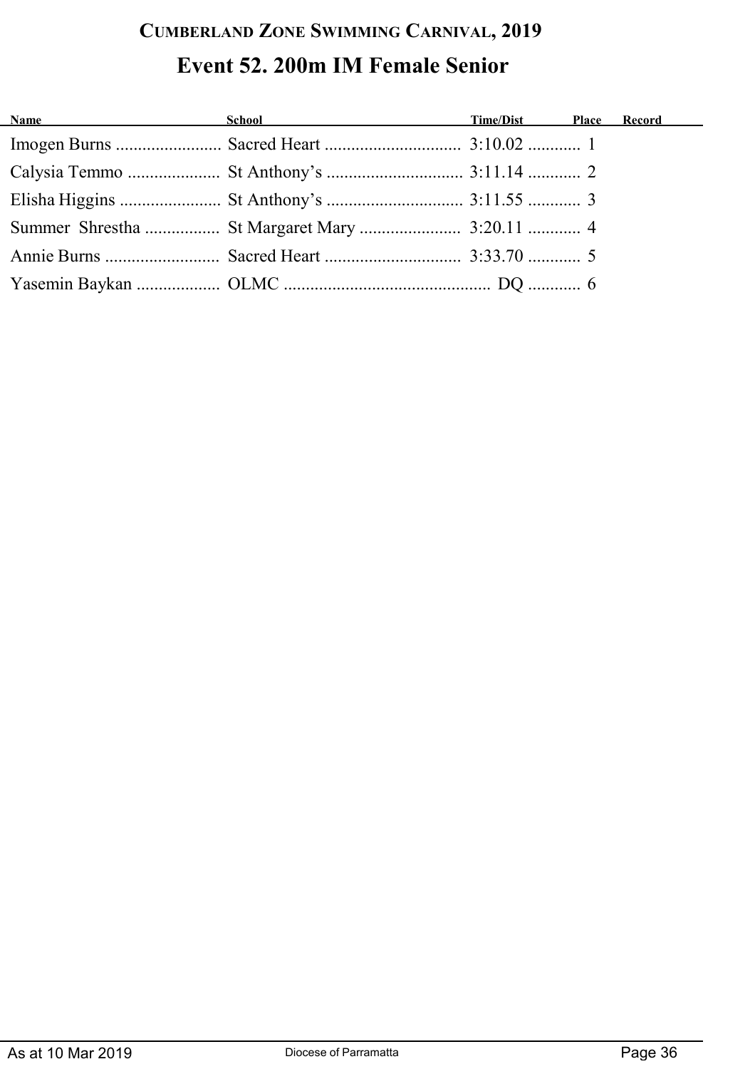## Cumberland Zone Swimming Carnival, 2019

# Event 52. 200m IM Female Senior

| Name | School | Time/Dist | Place | Record |
|---|---|---|---|---|
| Imogen Burns | Sacred Heart | 3:10.02 | 1 | |
| Calysia Temmo | St Anthony’s | 3:11.14 | 2 | |
| Elisha Higgins | St Anthony’s | 3:11.55 | 3 | |
| Summer Shrestha | St Margaret Mary | 3:20.11 | 4 | |
| Annie Burns | Sacred Heart | 3:33.70 | 5 | |
| Yasemin Baykan | OLMC | DQ | 6 | |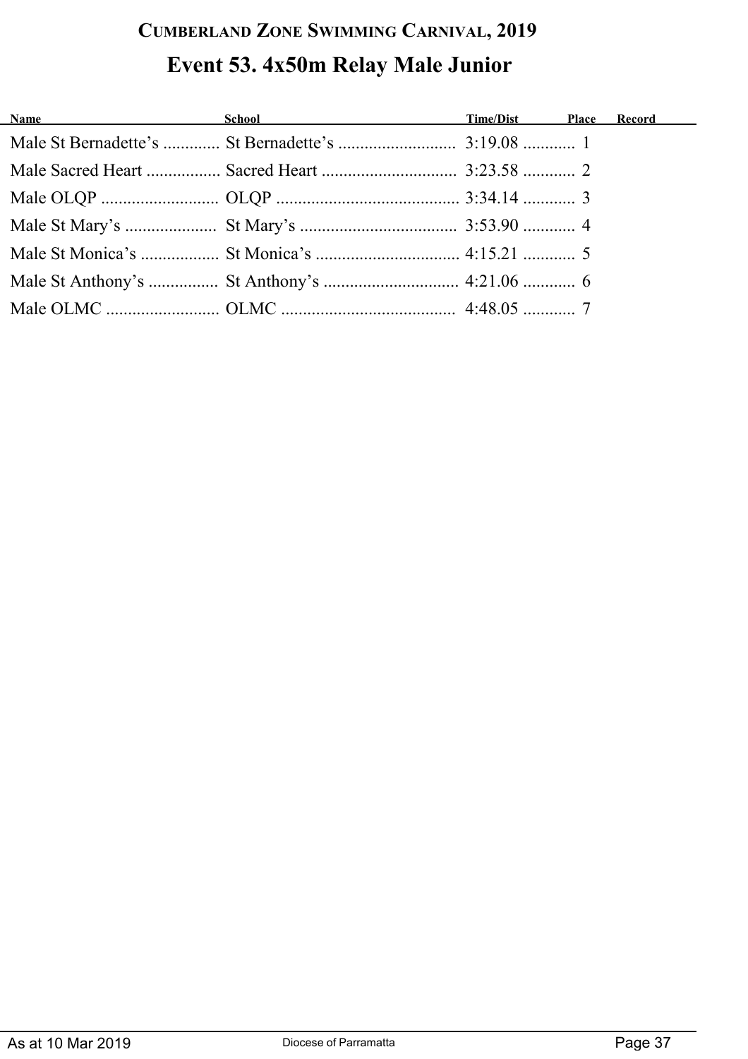# Cumberland Zone Swimming Carnival, 2019

## Event 53. 4x50m Relay Male Junior

| Name | School | Time/Dist | Place | Record |
| --- | --- | --- | --- | --- |
| Male St Bernadette's | St Bernadette's | 3:19.08 | 1 | |
| Male Sacred Heart | Sacred Heart | 3:23.58 | 2 | |
| Male OLQP | OLQP | 3:34.14 | 3 | |
| Male St Mary's | St Mary's | 3:53.90 | 4 | |
| Male St Monica's | St Monica's | 4:15.21 | 5 | |
| Male St Anthony's | St Anthony's | 4:21.06 | 6 | |
| Male OLMC | OLMC | 4:48.05 | 7 | |

As at 10 Mar 2019 — Diocese of Parramatta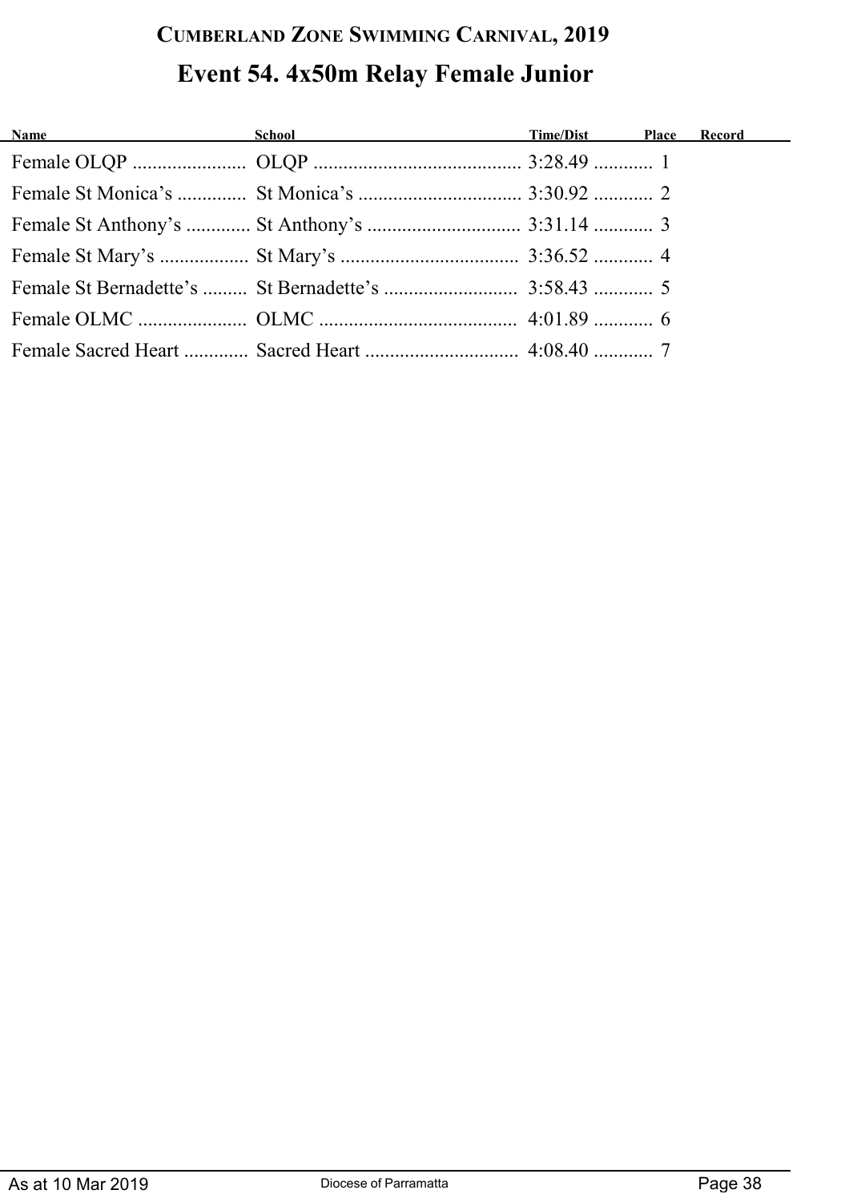# Cumberland Zone Swimming Carnival, 2019

## Event 54. 4x50m Relay Female Junior

| Name | School | Time/Dist | Place | Record |
|---|---|---|---|---|
| Female OLQP | OLQP | 3:28.49 | 1 | |
| Female St Monica's | St Monica's | 3:30.92 | 2 | |
| Female St Anthony's | St Anthony's | 3:31.14 | 3 | |
| Female St Mary's | St Mary's | 3:36.52 | 4 | |
| Female St Bernadette's | St Bernadette's | 3:58.43 | 5 | |
| Female OLMC | OLMC | 4:01.89 | 6 | |
| Female Sacred Heart | Sacred Heart | 4:08.40 | 7 | |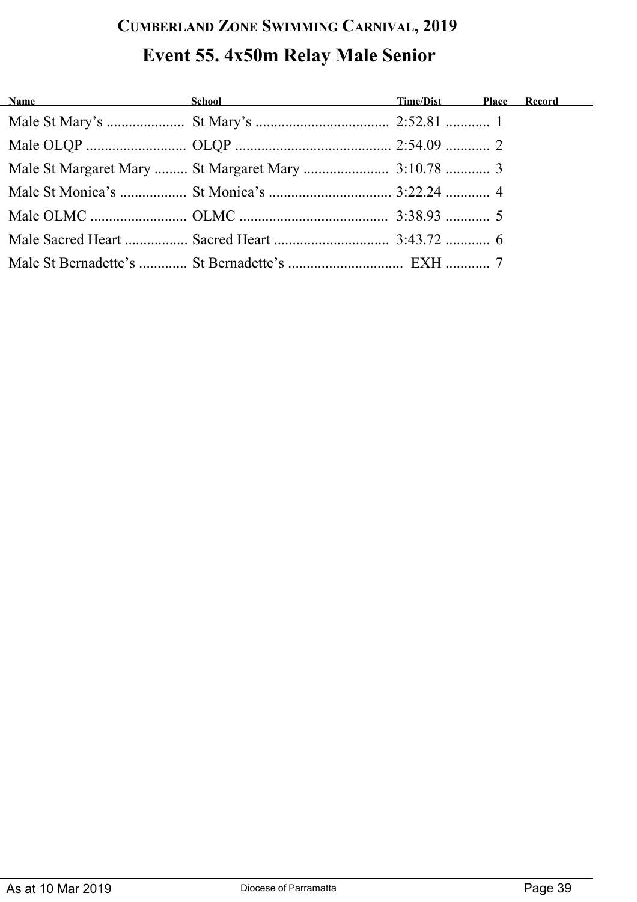# Cumberland Zone Swimming Carnival, 2019

## Event 55. 4x50m Relay Male Senior

| Name | School | Time/Dist | Place | Record |
|---|---|---|---|---|
| Male St Mary’s | St Mary’s | 2:52.81 | 1 | |
| Male OLQP | OLQP | 2:54.09 | 2 | |
| Male St Margaret Mary | St Margaret Mary | 3:10.78 | 3 | |
| Male St Monica’s | St Monica’s | 3:22.24 | 4 | |
| Male OLMC | OLMC | 3:38.93 | 5 | |
| Male Sacred Heart | Sacred Heart | 3:43.72 | 6 | |
| Male St Bernadette’s | St Bernadette’s | EXH | 7 | |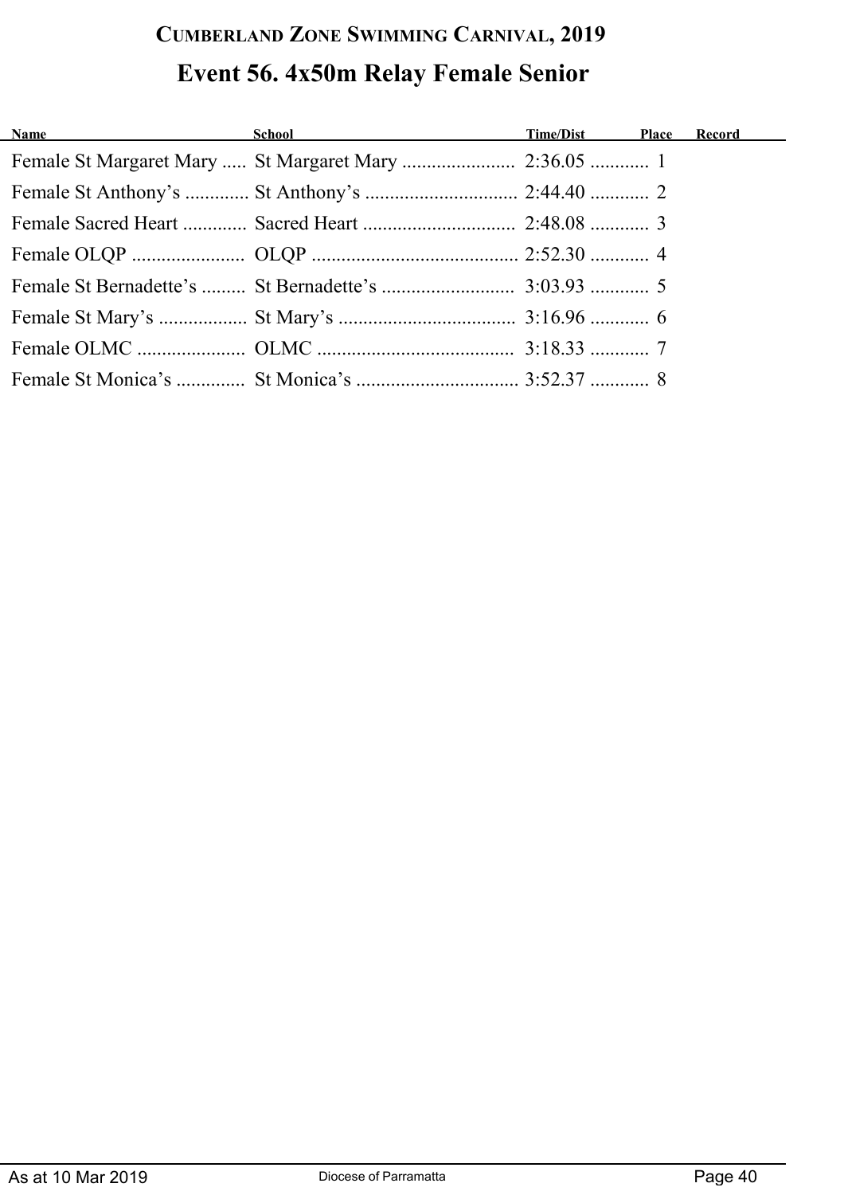# Cumberland Zone Swimming Carnival, 2019

## Event 56. 4x50m Relay Female Senior

| Name | School | Time/Dist | Place | Record |
| --- | --- | --- | --- | --- |
| Female St Margaret Mary | St Margaret Mary | 2:36.05 | 1 | |
| Female St Anthony's | St Anthony's | 2:44.40 | 2 | |
| Female Sacred Heart | Sacred Heart | 2:48.08 | 3 | |
| Female OLQP | OLQP | 2:52.30 | 4 | |
| Female St Bernadette's | St Bernadette's | 3:03.93 | 5 | |
| Female St Mary's | St Mary's | 3:16.96 | 6 | |
| Female OLMC | OLMC | 3:18.33 | 7 | |
| Female St Monica's | St Monica's | 3:52.37 | 8 | |